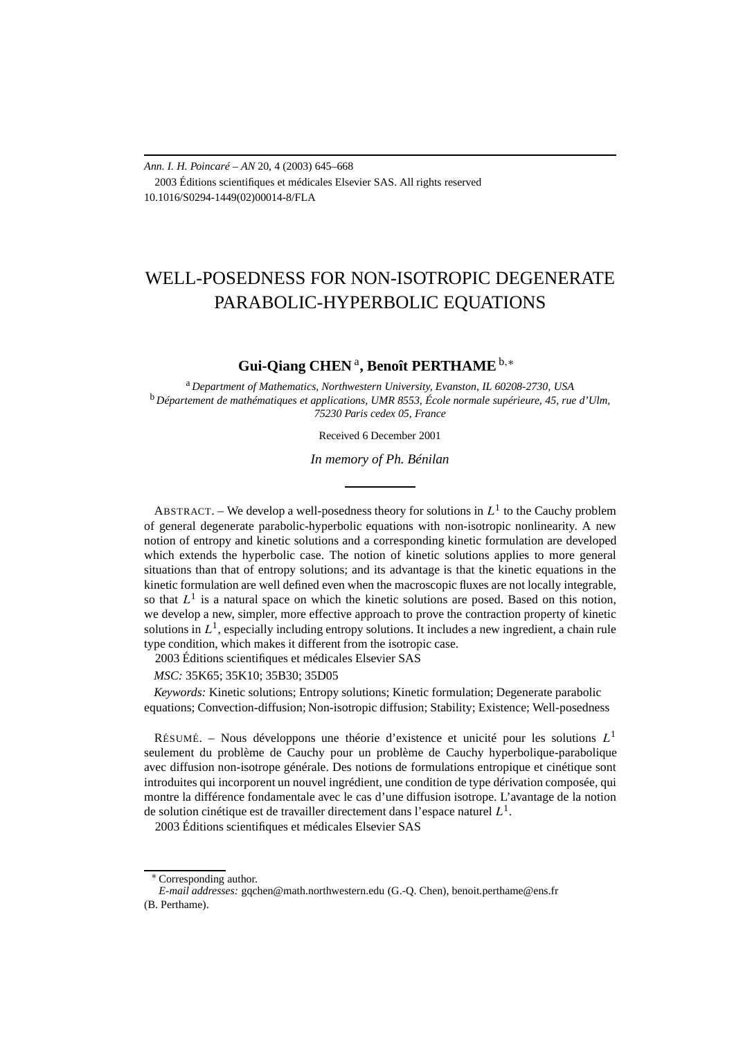*Ann. I. H. Poincaré – AN* 20, 4 (2003) 645–668
2003 Éditions scientifiques et médicales Elsevier SAS. All rights reserved
10.1016/S0294-1449(02)00014-8/FLA

# WELL-POSEDNESS FOR NON-ISOTROPIC DEGENERATE PARABOLIC-HYPERBOLIC EQUATIONS

**Gui-Qiang CHEN** [a], **Benoît PERTHAME** [b,∗]

[a] *Department of Mathematics, Northwestern University, Evanston, IL 60208-2730, USA*
[b] *Département de mathématiques et applications, UMR 8553, École normale supérieure, 45, rue d'Ulm, 75230 Paris cedex 05, France*

Received 6 December 2001

*In memory of Ph. Bénilan*

ABSTRACT. – We develop a well-posedness theory for solutions in $L^1$ to the Cauchy problem of general degenerate parabolic-hyperbolic equations with non-isotropic nonlinearity. A new notion of entropy and kinetic solutions and a corresponding kinetic formulation are developed which extends the hyperbolic case. The notion of kinetic solutions applies to more general situations than that of entropy solutions; and its advantage is that the kinetic equations in the kinetic formulation are well defined even when the macroscopic fluxes are not locally integrable, so that $L^1$ is a natural space on which the kinetic solutions are posed. Based on this notion, we develop a new, simpler, more effective approach to prove the contraction property of kinetic solutions in $L^1$, especially including entropy solutions. It includes a new ingredient, a chain rule type condition, which makes it different from the isotropic case.
2003 Éditions scientifiques et médicales Elsevier SAS

*MSC:* 35K65; 35K10; 35B30; 35D05

*Keywords:* Kinetic solutions; Entropy solutions; Kinetic formulation; Degenerate parabolic equations; Convection-diffusion; Non-isotropic diffusion; Stability; Existence; Well-posedness

RÉSUMÉ. – Nous développons une théorie d'existence et unicité pour les solutions $L^1$ seulement du problème de Cauchy pour un problème de Cauchy hyperbolique-parabolique avec diffusion non-isotrope générale. Des notions de formulations entropique et cinétique sont introduites qui incorporent un nouvel ingrédient, une condition de type dérivation composée, qui montre la différence fondamentale avec le cas d'une diffusion isotrope. L'avantage de la notion de solution cinétique est de travailler directement dans l'espace naturel $L^1$.
2003 Éditions scientifiques et médicales Elsevier SAS

∗ Corresponding author.
*E-mail addresses:* gqchen@math.northwestern.edu (G.-Q. Chen), benoit.perthame@ens.fr (B. Perthame).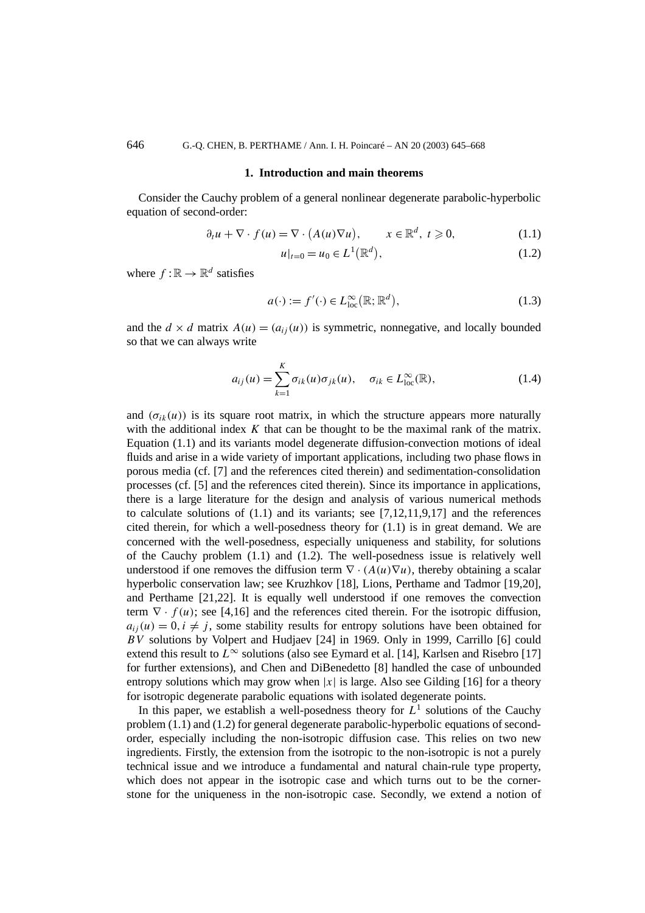## 1. Introduction and main theorems

Consider the Cauchy problem of a general nonlinear degenerate parabolic-hyperbolic equation of second-order:

$$\partial_t u + \nabla \cdot f(u) = \nabla \cdot \big(A(u)\nabla u\big), \qquad x \in \mathbb{R}^d,\ t \geqslant 0, \tag{1.1}$$

$$u|_{t=0} = u_0 \in L^1\big(\mathbb{R}^d\big), \tag{1.2}$$

where $f : \mathbb{R} \to \mathbb{R}^d$ satisfies

$$a(\cdot) := f'(\cdot) \in L^\infty_{\mathrm{loc}}\big(\mathbb{R};\mathbb{R}^d\big), \tag{1.3}$$

and the $d \times d$ matrix $A(u) = (a_{ij}(u))$ is symmetric, nonnegative, and locally bounded so that we can always write

$$a_{ij}(u) = \sum_{k=1}^{K} \sigma_{ik}(u)\sigma_{jk}(u), \quad \sigma_{ik} \in L^\infty_{\mathrm{loc}}(\mathbb{R}), \tag{1.4}$$

and $(\sigma_{ik}(u))$ is its square root matrix, in which the structure appears more naturally with the additional index $K$ that can be thought to be the maximal rank of the matrix. Equation (1.1) and its variants model degenerate diffusion-convection motions of ideal fluids and arise in a wide variety of important applications, including two phase flows in porous media (cf. [7] and the references cited therein) and sedimentation-consolidation processes (cf. [5] and the references cited therein). Since its importance in applications, there is a large literature for the design and analysis of various numerical methods to calculate solutions of (1.1) and its variants; see [7,12,11,9,17] and the references cited therein, for which a well-posedness theory for (1.1) is in great demand. We are concerned with the well-posedness, especially uniqueness and stability, for solutions of the Cauchy problem (1.1) and (1.2). The well-posedness issue is relatively well understood if one removes the diffusion term $\nabla \cdot (A(u)\nabla u)$, thereby obtaining a scalar hyperbolic conservation law; see Kruzhkov [18], Lions, Perthame and Tadmor [19,20], and Perthame [21,22]. It is equally well understood if one removes the convection term $\nabla \cdot f(u)$; see [4,16] and the references cited therein. For the isotropic diffusion, $a_{ij}(u) = 0, i \neq j$, some stability results for entropy solutions have been obtained for $BV$ solutions by Volpert and Hudjaev [24] in 1969. Only in 1999, Carrillo [6] could extend this result to $L^\infty$ solutions (also see Eymard et al. [14], Karlsen and Risebro [17] for further extensions), and Chen and DiBenedetto [8] handled the case of unbounded entropy solutions which may grow when $|x|$ is large. Also see Gilding [16] for a theory for isotropic degenerate parabolic equations with isolated degenerate points.

In this paper, we establish a well-posedness theory for $L^1$ solutions of the Cauchy problem (1.1) and (1.2) for general degenerate parabolic-hyperbolic equations of second-order, especially including the non-isotropic diffusion case. This relies on two new ingredients. Firstly, the extension from the isotropic to the non-isotropic is not a purely technical issue and we introduce a fundamental and natural chain-rule type property, which does not appear in the isotropic case and which turns out to be the corner-stone for the uniqueness in the non-isotropic case. Secondly, we extend a notion of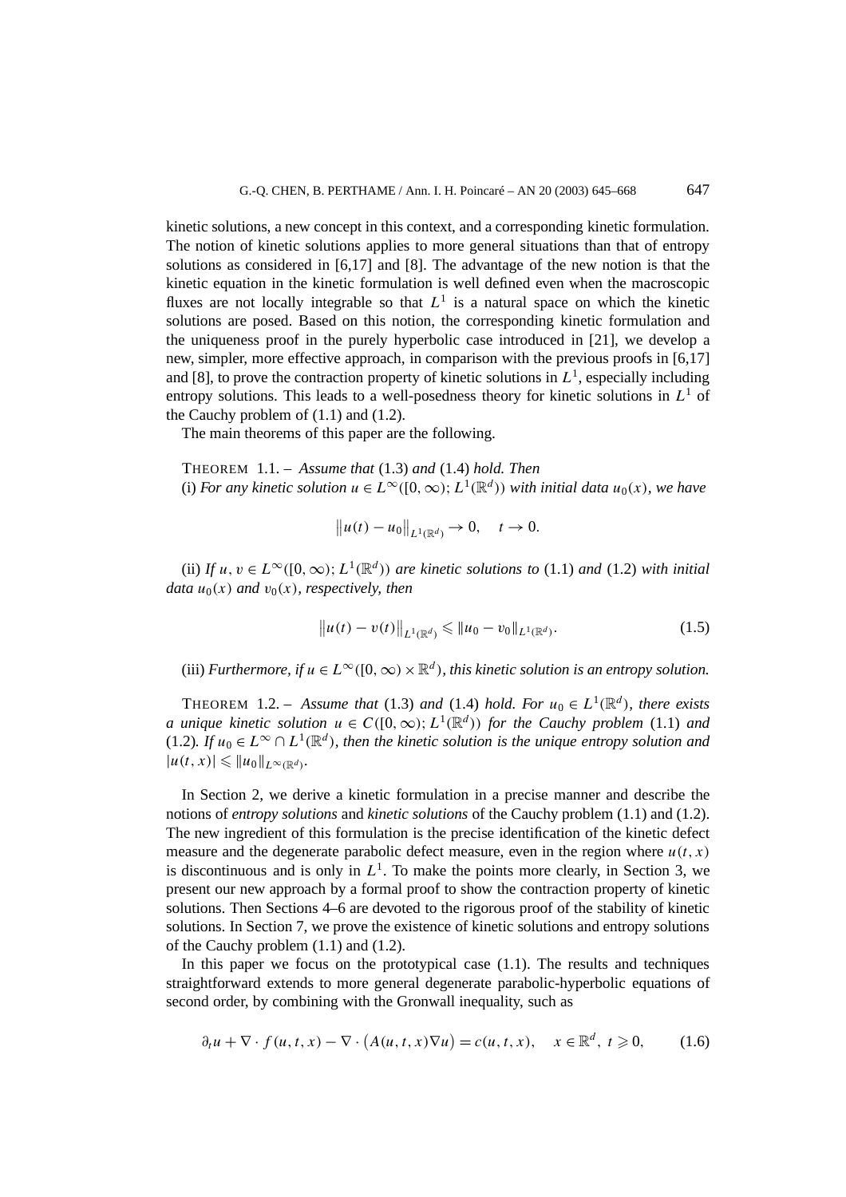kinetic solutions, a new concept in this context, and a corresponding kinetic formulation. The notion of kinetic solutions applies to more general situations than that of entropy solutions as considered in [6,17] and [8]. The advantage of the new notion is that the kinetic equation in the kinetic formulation is well defined even when the macroscopic fluxes are not locally integrable so that $L^1$ is a natural space on which the kinetic solutions are posed. Based on this notion, the corresponding kinetic formulation and the uniqueness proof in the purely hyperbolic case introduced in [21], we develop a new, simpler, more effective approach, in comparison with the previous proofs in [6,17] and [8], to prove the contraction property of kinetic solutions in $L^1$, especially including entropy solutions. This leads to a well-posedness theory for kinetic solutions in $L^1$ of the Cauchy problem of (1.1) and (1.2).

The main theorems of this paper are the following.

THEOREM 1.1. – *Assume that* (1.3) *and* (1.4) *hold. Then*
(i) *For any kinetic solution $u \in L^\infty([0,\infty); L^1(\mathbb{R}^d))$ with initial data $u_0(x)$, we have*

$$\|u(t) - u_0\|_{L^1(\mathbb{R}^d)} \to 0, \quad t \to 0.$$

(ii) *If $u, v \in L^\infty([0,\infty); L^1(\mathbb{R}^d))$ are kinetic solutions to* (1.1) *and* (1.2) *with initial data $u_0(x)$ and $v_0(x)$, respectively, then*

$$\|u(t) - v(t)\|_{L^1(\mathbb{R}^d)} \leqslant \|u_0 - v_0\|_{L^1(\mathbb{R}^d)}. \tag{1.5}$$

(iii) *Furthermore, if $u \in L^\infty([0,\infty) \times \mathbb{R}^d)$, this kinetic solution is an entropy solution.*

THEOREM 1.2. – *Assume that* (1.3) *and* (1.4) *hold. For $u_0 \in L^1(\mathbb{R}^d)$, there exists a unique kinetic solution $u \in C([0,\infty); L^1(\mathbb{R}^d))$ for the Cauchy problem* (1.1) *and* (1.2)*. If $u_0 \in L^\infty \cap L^1(\mathbb{R}^d)$, then the kinetic solution is the unique entropy solution and $|u(t,x)| \leqslant \|u_0\|_{L^\infty(\mathbb{R}^d)}$.*

In Section 2, we derive a kinetic formulation in a precise manner and describe the notions of *entropy solutions* and *kinetic solutions* of the Cauchy problem (1.1) and (1.2). The new ingredient of this formulation is the precise identification of the kinetic defect measure and the degenerate parabolic defect measure, even in the region where $u(t,x)$ is discontinuous and is only in $L^1$. To make the points more clearly, in Section 3, we present our new approach by a formal proof to show the contraction property of kinetic solutions. Then Sections 4–6 are devoted to the rigorous proof of the stability of kinetic solutions. In Section 7, we prove the existence of kinetic solutions and entropy solutions of the Cauchy problem (1.1) and (1.2).

In this paper we focus on the prototypical case (1.1). The results and techniques straightforward extends to more general degenerate parabolic-hyperbolic equations of second order, by combining with the Gronwall inequality, such as

$$\partial_t u + \nabla \cdot f(u,t,x) - \nabla \cdot \big(A(u,t,x)\nabla u\big) = c(u,t,x), \quad x \in \mathbb{R}^d,\ t \geqslant 0, \tag{1.6}$$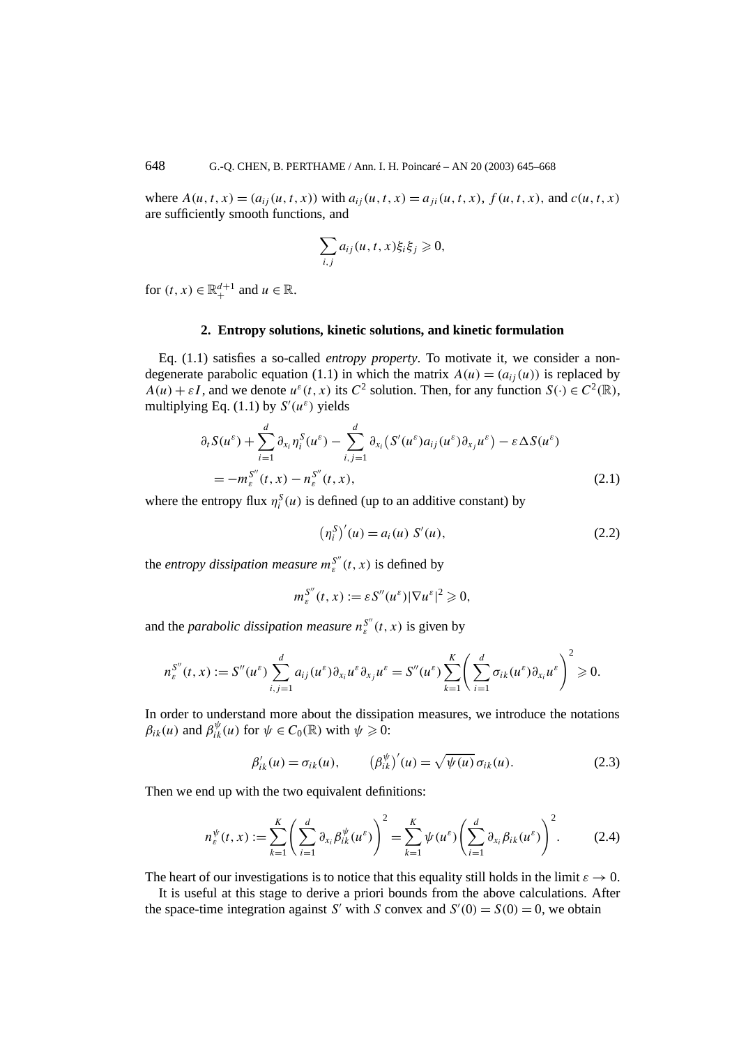where $A(u,t,x) = (a_{ij}(u,t,x))$ with $a_{ij}(u,t,x) = a_{ji}(u,t,x)$, $f(u,t,x)$, and $c(u,t,x)$ are sufficiently smooth functions, and

$$\sum_{i,j} a_{ij}(u,t,x)\xi_i\xi_j \geqslant 0,$$

for $(t,x) \in \mathbb{R}_+^{d+1}$ and $u \in \mathbb{R}$.

## 2. Entropy solutions, kinetic solutions, and kinetic formulation

Eq. (1.1) satisfies a so-called *entropy property*. To motivate it, we consider a nondegenerate parabolic equation (1.1) in which the matrix $A(u) = (a_{ij}(u))$ is replaced by $A(u) + \varepsilon I$, and we denote $u^\varepsilon(t,x)$ its $C^2$ solution. Then, for any function $S(\cdot) \in C^2(\mathbb{R})$, multiplying Eq. (1.1) by $S'(u^\varepsilon)$ yields

$$\begin{aligned}
&\partial_t S(u^\varepsilon) + \sum_{i=1}^d \partial_{x_i} \eta_i^S(u^\varepsilon) - \sum_{i,j=1}^d \partial_{x_i}\big(S'(u^\varepsilon)a_{ij}(u^\varepsilon)\partial_{x_j}u^\varepsilon\big) - \varepsilon\Delta S(u^\varepsilon) \\
&\quad = -m_\varepsilon^{S''}(t,x) - n_\varepsilon^{S''}(t,x),
\end{aligned} \tag{2.1}$$

where the entropy flux $\eta_i^S(u)$ is defined (up to an additive constant) by

$$\big(\eta_i^S\big)'(u) = a_i(u)\, S'(u), \tag{2.2}$$

the *entropy dissipation measure* $m_\varepsilon^{S''}(t,x)$ is defined by

$$m_\varepsilon^{S''}(t,x) := \varepsilon S''(u^\varepsilon)|\nabla u^\varepsilon|^2 \geqslant 0,$$

and the *parabolic dissipation measure* $n_\varepsilon^{S''}(t,x)$ is given by

$$n_\varepsilon^{S''}(t,x) := S''(u^\varepsilon)\sum_{i,j=1}^d a_{ij}(u^\varepsilon)\partial_{x_i}u^\varepsilon\partial_{x_j}u^\varepsilon = S''(u^\varepsilon)\sum_{k=1}^K\left(\sum_{i=1}^d \sigma_{ik}(u^\varepsilon)\partial_{x_i}u^\varepsilon\right)^2 \geqslant 0.$$

In order to understand more about the dissipation measures, we introduce the notations $\beta_{ik}(u)$ and $\beta_{ik}^\psi(u)$ for $\psi \in C_0(\mathbb{R})$ with $\psi \geqslant 0$:

$$\beta_{ik}'(u) = \sigma_{ik}(u), \qquad \big(\beta_{ik}^\psi\big)'(u) = \sqrt{\psi(u)}\,\sigma_{ik}(u). \tag{2.3}$$

Then we end up with the two equivalent definitions:

$$n_\varepsilon^\psi(t,x) := \sum_{k=1}^K\left(\sum_{i=1}^d \partial_{x_i}\beta_{ik}^\psi(u^\varepsilon)\right)^2 = \sum_{k=1}^K \psi(u^\varepsilon)\left(\sum_{i=1}^d \partial_{x_i}\beta_{ik}(u^\varepsilon)\right)^2. \tag{2.4}$$

The heart of our investigations is to notice that this equality still holds in the limit $\varepsilon \to 0$.

It is useful at this stage to derive a priori bounds from the above calculations. After the space-time integration against $S'$ with $S$ convex and $S'(0) = S(0) = 0$, we obtain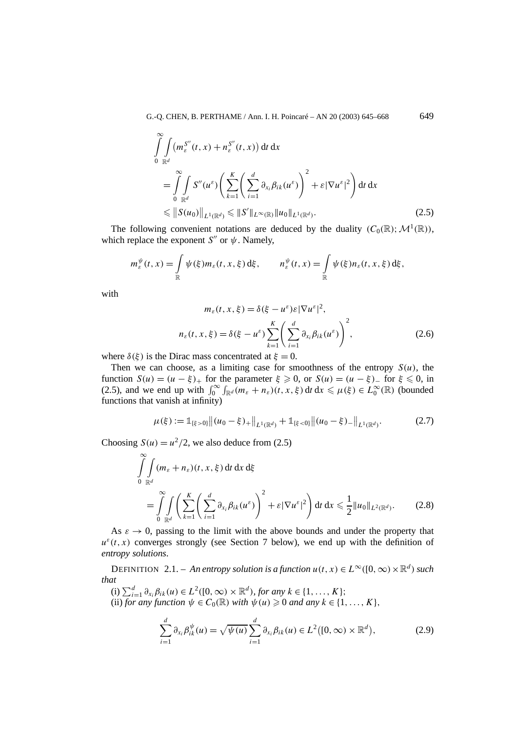$$
\begin{aligned}
&\int_0^\infty \int_{\mathbb{R}^d} \left(m_\varepsilon^{S''}(t,x) + n_\varepsilon^{S''}(t,x)\right) \mathrm{d}t\, \mathrm{d}x \\
&\quad = \int_0^\infty \int_{\mathbb{R}^d} S''(u^\varepsilon) \left( \sum_{k=1}^K \left( \sum_{i=1}^d \partial_{x_i} \beta_{ik}(u^\varepsilon) \right)^2 + \varepsilon |\nabla u^\varepsilon|^2 \right) \mathrm{d}t\, \mathrm{d}x \\
&\quad \leqslant \left\| S(u_0) \right\|_{L^1(\mathbb{R}^d)} \leqslant \|S'\|_{L^\infty(\mathbb{R})} \|u_0\|_{L^1(\mathbb{R}^d)}.
\end{aligned} \tag{2.5}
$$

The following convenient notations are deduced by the duality $(C_0(\mathbb{R}); \mathcal{M}^1(\mathbb{R}))$, which replace the exponent $S''$ or $\psi$. Namely,

$$
m_\varepsilon^\psi(t,x) = \int_{\mathbb{R}} \psi(\xi) m_\varepsilon(t,x,\xi)\, \mathrm{d}\xi, \qquad n_\varepsilon^\psi(t,x) = \int_{\mathbb{R}} \psi(\xi) n_\varepsilon(t,x,\xi)\, \mathrm{d}\xi,
$$

with

$$
\begin{aligned}
m_\varepsilon(t,x,\xi) &= \delta(\xi - u^\varepsilon) \varepsilon |\nabla u^\varepsilon|^2, \\
n_\varepsilon(t,x,\xi) &= \delta(\xi - u^\varepsilon) \sum_{k=1}^K \left( \sum_{i=1}^d \partial_{x_i} \beta_{ik}(u^\varepsilon) \right)^2,
\end{aligned} \tag{2.6}
$$

where $\delta(\xi)$ is the Dirac mass concentrated at $\xi = 0$.

Then we can choose, as a limiting case for smoothness of the entropy $S(u)$, the function $S(u) = (u - \xi)_+$ for the parameter $\xi \geqslant 0$, or $S(u) = (u - \xi)_-$ for $\xi \leqslant 0$, in (2.5), and we end up with $\int_0^\infty \int_{\mathbb{R}^d} (m_\varepsilon + n_\varepsilon)(t,x,\xi)\, \mathrm{d}t\, \mathrm{d}x \leqslant \mu(\xi) \in L_0^\infty(\mathbb{R})$ (bounded functions that vanish at infinity)

$$
\mu(\xi) := \mathbb{1}_{\{\xi > 0\}} \left\| (u_0 - \xi)_+ \right\|_{L^1(\mathbb{R}^d)} + \mathbb{1}_{\{\xi < 0\}} \left\| (u_0 - \xi)_- \right\|_{L^1(\mathbb{R}^d)}. \tag{2.7}
$$

Choosing $S(u) = u^2/2$, we also deduce from (2.5)

$$
\begin{aligned}
&\int_0^\infty \int_{\mathbb{R}^d} (m_\varepsilon + n_\varepsilon)(t,x,\xi)\, \mathrm{d}t\, \mathrm{d}x\, \mathrm{d}\xi \\
&\quad = \int_0^\infty \int_{\mathbb{R}^d} \left( \sum_{k=1}^K \left( \sum_{i=1}^d \partial_{x_i} \beta_{ik}(u^\varepsilon) \right)^2 + \varepsilon |\nabla u^\varepsilon|^2 \right) \mathrm{d}t\, \mathrm{d}x \leqslant \frac{1}{2} \|u_0\|_{L^2(\mathbb{R}^d)}.
\end{aligned} \tag{2.8}
$$

As $\varepsilon \to 0$, passing to the limit with the above bounds and under the property that $u^\varepsilon(t,x)$ converges strongly (see Section 7 below), we end up with the definition of *entropy solutions*.

DEFINITION 2.1. – *An entropy solution is a function $u(t,x) \in L^\infty([0,\infty) \times \mathbb{R}^d)$ such that*

(i) $\sum_{i=1}^d \partial_{x_i} \beta_{ik}(u) \in L^2([0,\infty) \times \mathbb{R}^d)$, *for any $k \in \{1, \dots, K\}$;*
(ii) *for any function $\psi \in C_0(\mathbb{R})$ with $\psi(u) \geqslant 0$ and any $k \in \{1, \dots, K\}$,*

$$
\sum_{i=1}^d \partial_{x_i} \beta_{ik}^\psi(u) = \sqrt{\psi(u)} \sum_{i=1}^d \partial_{x_i} \beta_{ik}(u) \in L^2\left([0,\infty) \times \mathbb{R}^d\right), \tag{2.9}
$$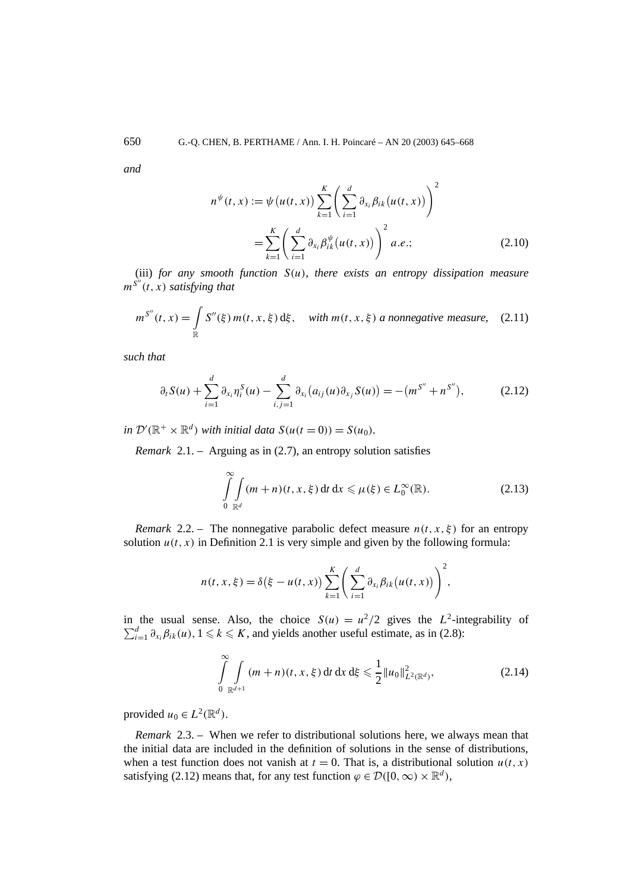*and*

$$n^{\psi}(t,x) := \psi\big(u(t,x)\big) \sum_{k=1}^{K} \left( \sum_{i=1}^{d} \partial_{x_i} \beta_{ik}\big(u(t,x)\big) \right)^2$$
$$= \sum_{k=1}^{K} \left( \sum_{i=1}^{d} \partial_{x_i} \beta_{ik}^{\psi}\big(u(t,x)\big) \right)^2 \; a.e.; \tag{2.10}$$

(iii) *for any smooth function $S(u)$, there exists an entropy dissipation measure $m^{S''}(t,x)$ satisfying that*

$$m^{S''}(t,x) = \int_{\mathbb{R}} S''(\xi)\, m(t,x,\xi)\, \mathrm{d}\xi, \quad \textit{with } m(t,x,\xi) \textit{ a nonnegative measure,} \tag{2.11}$$

*such that*

$$\partial_t S(u) + \sum_{i=1}^{d} \partial_{x_i} \eta_i^S(u) - \sum_{i,j=1}^{d} \partial_{x_i}\big(a_{ij}(u)\partial_{x_j} S(u)\big) = -\big(m^{S''} + n^{S''}\big), \tag{2.12}$$

*in $\mathcal{D}'(\mathbb{R}^+ \times \mathbb{R}^d)$ with initial data $S(u(t=0)) = S(u_0)$.*

*Remark* 2.1. – Arguing as in (2.7), an entropy solution satisfies

$$\int_0^\infty \int_{\mathbb{R}^d} (m+n)(t,x,\xi)\, \mathrm{d}t\, \mathrm{d}x \leqslant \mu(\xi) \in L_0^\infty(\mathbb{R}). \tag{2.13}$$

*Remark* 2.2. – The nonnegative parabolic defect measure $n(t,x,\xi)$ for an entropy solution $u(t,x)$ in Definition 2.1 is very simple and given by the following formula:

$$n(t,x,\xi) = \delta\big(\xi - u(t,x)\big) \sum_{k=1}^{K} \left( \sum_{i=1}^{d} \partial_{x_i} \beta_{ik}\big(u(t,x)\big) \right)^2,$$

in the usual sense. Also, the choice $S(u) = u^2/2$ gives the $L^2$-integrability of $\sum_{i=1}^{d} \partial_{x_i} \beta_{ik}(u)$, $1 \leqslant k \leqslant K$, and yields another useful estimate, as in (2.8):

$$\int_0^\infty \int_{\mathbb{R}^{d+1}} (m+n)(t,x,\xi)\, \mathrm{d}t\, \mathrm{d}x\, \mathrm{d}\xi \leqslant \frac{1}{2} \|u_0\|^2_{L^2(\mathbb{R}^d)}, \tag{2.14}$$

provided $u_0 \in L^2(\mathbb{R}^d)$.

*Remark* 2.3. – When we refer to distributional solutions here, we always mean that the initial data are included in the definition of solutions in the sense of distributions, when a test function does not vanish at $t = 0$. That is, a distributional solution $u(t,x)$ satisfying (2.12) means that, for any test function $\varphi \in \mathcal{D}([0,\infty) \times \mathbb{R}^d)$,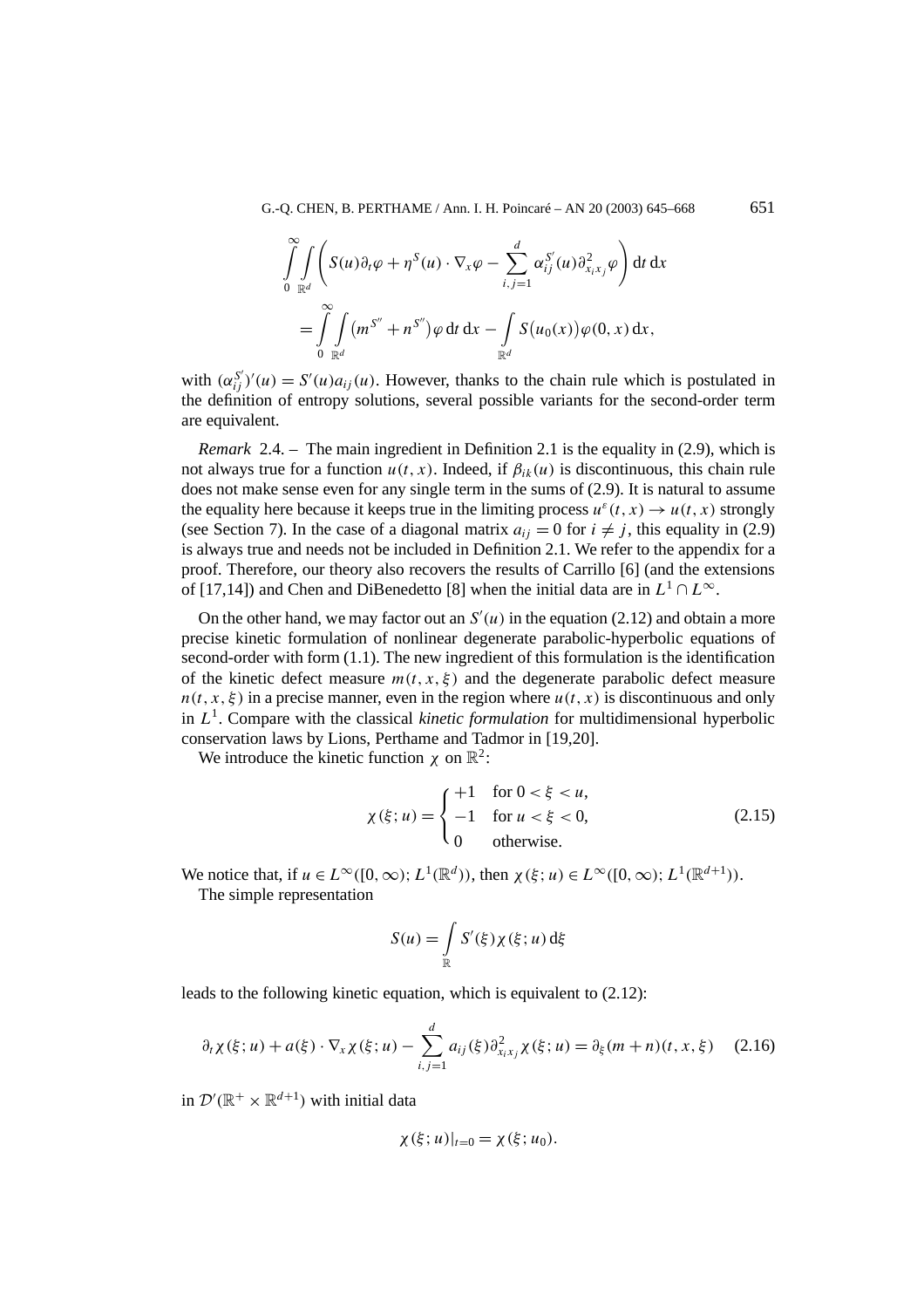$$\int_0^\infty \int_{\mathbb{R}^d} \left( S(u)\partial_t \varphi + \eta^S(u) \cdot \nabla_x \varphi - \sum_{i,j=1}^d \alpha_{ij}^{S'}(u) \partial^2_{x_i x_j} \varphi \right) \mathrm{d}t\, \mathrm{d}x$$
$$= \int_0^\infty \int_{\mathbb{R}^d} \left(m^{S''} + n^{S''}\right) \varphi \,\mathrm{d}t\, \mathrm{d}x - \int_{\mathbb{R}^d} S\big(u_0(x)\big)\varphi(0,x)\,\mathrm{d}x,$$

with $(\alpha_{ij}^{S'})'(u) = S'(u)a_{ij}(u)$. However, thanks to the chain rule which is postulated in the definition of entropy solutions, several possible variants for the second-order term are equivalent.

*Remark* 2.4. – The main ingredient in Definition 2.1 is the equality in (2.9), which is not always true for a function $u(t,x)$. Indeed, if $\beta_{ik}(u)$ is discontinuous, this chain rule does not make sense even for any single term in the sums of (2.9). It is natural to assume the equality here because it keeps true in the limiting process $u^\varepsilon(t,x) \to u(t,x)$ strongly (see Section 7). In the case of a diagonal matrix $a_{ij} = 0$ for $i \neq j$, this equality in (2.9) is always true and needs not be included in Definition 2.1. We refer to the appendix for a proof. Therefore, our theory also recovers the results of Carrillo [6] (and the extensions of [17,14]) and Chen and DiBenedetto [8] when the initial data are in $L^1 \cap L^\infty$.

On the other hand, we may factor out an $S'(u)$ in the equation (2.12) and obtain a more precise kinetic formulation of nonlinear degenerate parabolic-hyperbolic equations of second-order with form (1.1). The new ingredient of this formulation is the identification of the kinetic defect measure $m(t,x,\xi)$ and the degenerate parabolic defect measure $n(t,x,\xi)$ in a precise manner, even in the region where $u(t,x)$ is discontinuous and only in $L^1$. Compare with the classical *kinetic formulation* for multidimensional hyperbolic conservation laws by Lions, Perthame and Tadmor in [19,20].

We introduce the kinetic function $\chi$ on $\mathbb{R}^2$:

$$\chi(\xi;u) = \begin{cases} +1 & \text{for } 0 < \xi < u, \\ -1 & \text{for } u < \xi < 0, \\ 0 & \text{otherwise.} \end{cases} \tag{2.15}$$

We notice that, if $u \in L^\infty([0,\infty); L^1(\mathbb{R}^d))$, then $\chi(\xi;u) \in L^\infty([0,\infty); L^1(\mathbb{R}^{d+1}))$.

The simple representation

$$S(u) = \int_{\mathbb{R}} S'(\xi)\chi(\xi;u)\,\mathrm{d}\xi$$

leads to the following kinetic equation, which is equivalent to (2.12):

$$\partial_t \chi(\xi;u) + a(\xi) \cdot \nabla_x \chi(\xi;u) - \sum_{i,j=1}^d a_{ij}(\xi)\partial^2_{x_i x_j}\chi(\xi;u) = \partial_\xi (m+n)(t,x,\xi) \tag{2.16}$$

in $\mathcal{D}'(\mathbb{R}^+ \times \mathbb{R}^{d+1})$ with initial data

$$\chi(\xi;u)|_{t=0} = \chi(\xi;u_0).$$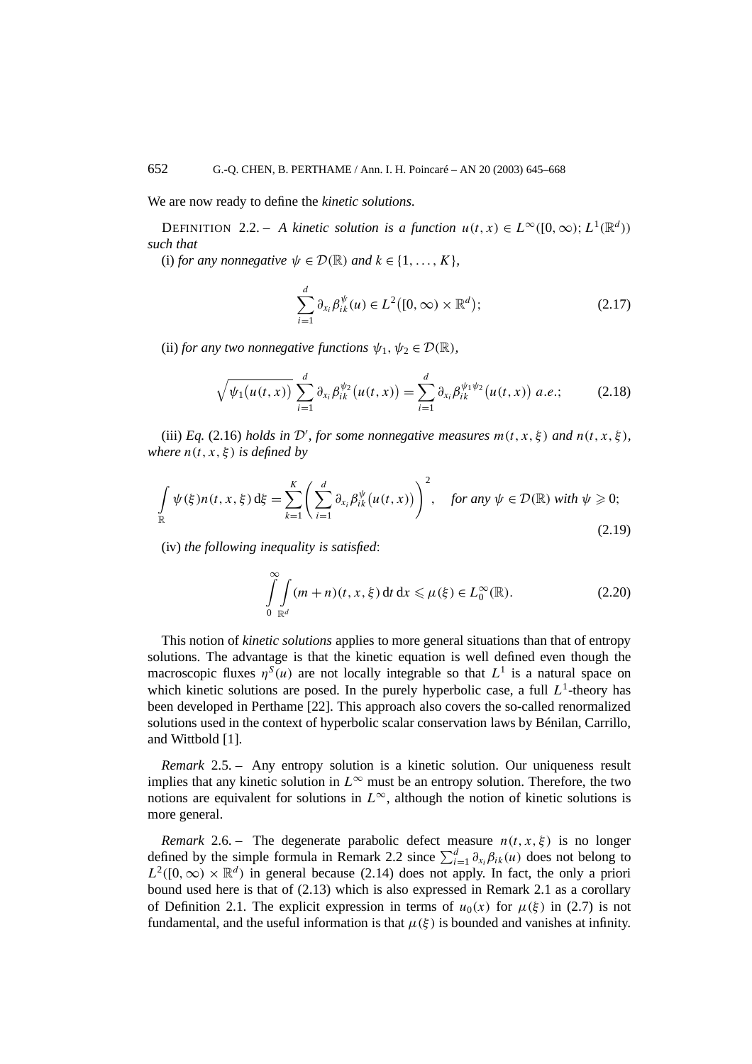We are now ready to define the *kinetic solutions*.

DEFINITION 2.2. – *A kinetic solution is a function $u(t,x) \in L^\infty([0,\infty); L^1(\mathbb{R}^d))$ such that*

(i) *for any nonnegative $\psi \in \mathcal{D}(\mathbb{R})$ and $k \in \{1,\dots,K\}$,*

$$\sum_{i=1}^{d} \partial_{x_i} \beta_{ik}^{\psi}(u) \in L^2\big([0,\infty)\times\mathbb{R}^d\big); \tag{2.17}$$

(ii) *for any two nonnegative functions $\psi_1, \psi_2 \in \mathcal{D}(\mathbb{R})$,*

$$\sqrt{\psi_1\big(u(t,x)\big)}\sum_{i=1}^{d} \partial_{x_i} \beta_{ik}^{\psi_2}\big(u(t,x)\big) = \sum_{i=1}^{d} \partial_{x_i} \beta_{ik}^{\psi_1\psi_2}\big(u(t,x)\big) \ a.e.; \tag{2.18}$$

(iii) *Eq.* (2.16) *holds in $\mathcal{D}'$, for some nonnegative measures $m(t,x,\xi)$ and $n(t,x,\xi)$, where $n(t,x,\xi)$ is defined by*

$$\int_{\mathbb{R}} \psi(\xi) n(t,x,\xi)\,\mathrm{d}\xi = \sum_{k=1}^{K}\left(\sum_{i=1}^{d} \partial_{x_i} \beta_{ik}^{\psi}\big(u(t,x)\big)\right)^2, \quad \textit{for any } \psi \in \mathcal{D}(\mathbb{R}) \textit{ with } \psi \geqslant 0; \tag{2.19}$$

(iv) *the following inequality is satisfied*:

$$\int_0^\infty \int_{\mathbb{R}^d} (m+n)(t,x,\xi)\,\mathrm{d}t\,\mathrm{d}x \leqslant \mu(\xi) \in L_0^\infty(\mathbb{R}). \tag{2.20}$$

This notion of *kinetic solutions* applies to more general situations than that of entropy solutions. The advantage is that the kinetic equation is well defined even though the macroscopic fluxes $\eta^S(u)$ are not locally integrable so that $L^1$ is a natural space on which kinetic solutions are posed. In the purely hyperbolic case, a full $L^1$-theory has been developed in Perthame [22]. This approach also covers the so-called renormalized solutions used in the context of hyperbolic scalar conservation laws by Bénilan, Carrillo, and Wittbold [1].

*Remark* 2.5. – Any entropy solution is a kinetic solution. Our uniqueness result implies that any kinetic solution in $L^\infty$ must be an entropy solution. Therefore, the two notions are equivalent for solutions in $L^\infty$, although the notion of kinetic solutions is more general.

*Remark* 2.6. – The degenerate parabolic defect measure $n(t,x,\xi)$ is no longer defined by the simple formula in Remark 2.2 since $\sum_{i=1}^{d} \partial_{x_i}\beta_{ik}(u)$ does not belong to $L^2([0,\infty)\times\mathbb{R}^d)$ in general because (2.14) does not apply. In fact, the only a priori bound used here is that of (2.13) which is also expressed in Remark 2.1 as a corollary of Definition 2.1. The explicit expression in terms of $u_0(x)$ for $\mu(\xi)$ in (2.7) is not fundamental, and the useful information is that $\mu(\xi)$ is bounded and vanishes at infinity.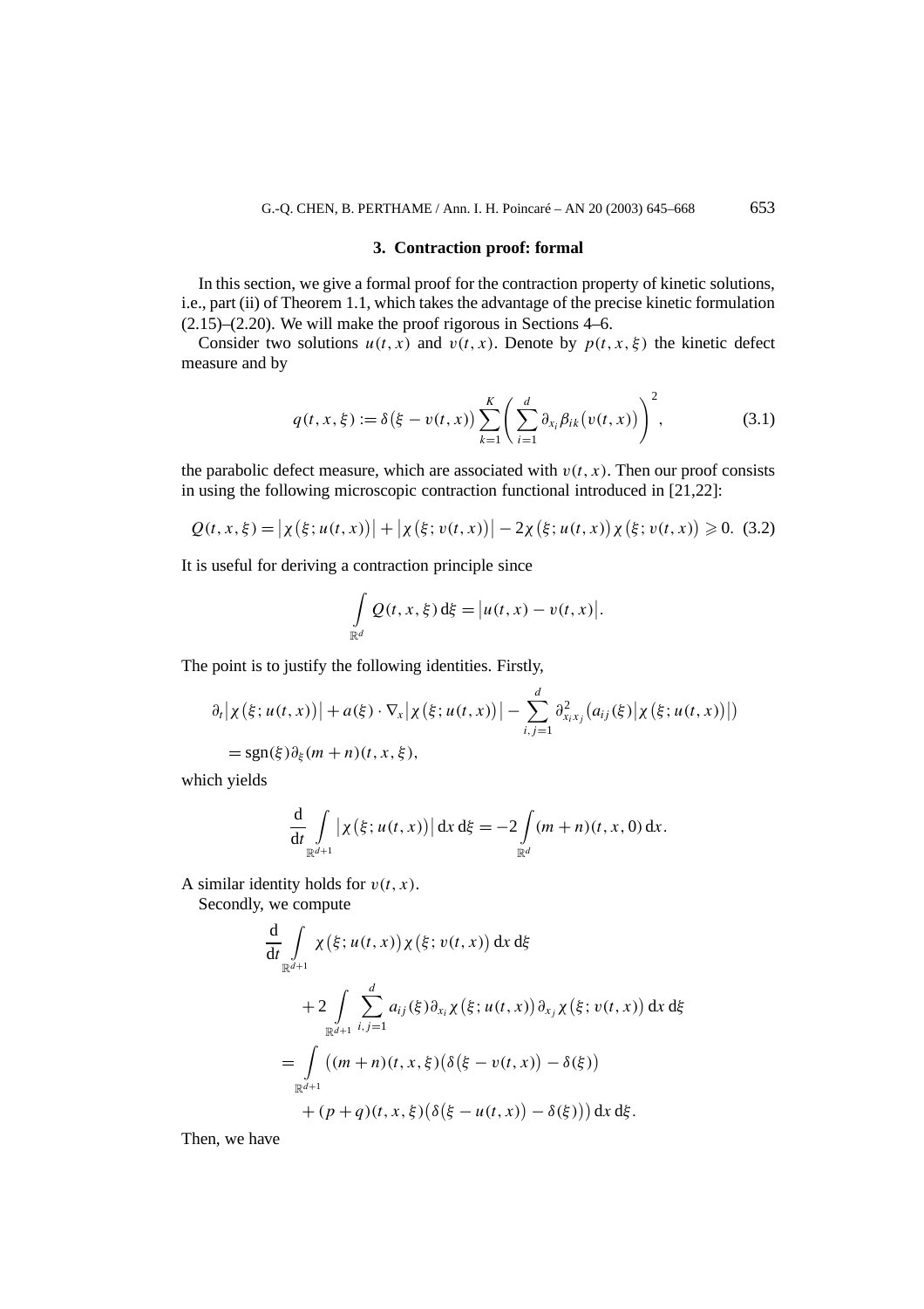## 3. Contraction proof: formal

In this section, we give a formal proof for the contraction property of kinetic solutions, i.e., part (ii) of Theorem 1.1, which takes the advantage of the precise kinetic formulation (2.15)–(2.20). We will make the proof rigorous in Sections 4–6.

Consider two solutions $u(t,x)$ and $v(t,x)$. Denote by $p(t,x,\xi)$ the kinetic defect measure and by

$$q(t,x,\xi) := \delta\big(\xi - v(t,x)\big) \sum_{k=1}^{K} \left( \sum_{i=1}^{d} \partial_{x_i} \beta_{ik}\big(v(t,x)\big) \right)^2, \tag{3.1}$$

the parabolic defect measure, which are associated with $v(t,x)$. Then our proof consists in using the following microscopic contraction functional introduced in [21,22]:

$$Q(t,x,\xi) = \big|\chi\big(\xi; u(t,x)\big)\big| + \big|\chi\big(\xi; v(t,x)\big)\big| - 2\chi\big(\xi; u(t,x)\big)\chi\big(\xi; v(t,x)\big) \geqslant 0. \tag{3.2}$$

It is useful for deriving a contraction principle since

$$\int_{\mathbb{R}^d} Q(t,x,\xi)\,\mathrm{d}\xi = \big|u(t,x) - v(t,x)\big|.$$

The point is to justify the following identities. Firstly,

$$\partial_t \big|\chi\big(\xi; u(t,x)\big)\big| + a(\xi)\cdot\nabla_x \big|\chi\big(\xi; u(t,x)\big)\big| - \sum_{i,j=1}^{d} \partial^2_{x_i x_j}\big(a_{ij}(\xi)\big|\chi\big(\xi; u(t,x)\big)\big|\big)$$
$$= \operatorname{sgn}(\xi)\partial_\xi (m+n)(t,x,\xi),$$

which yields

$$\frac{\mathrm{d}}{\mathrm{d}t} \int_{\mathbb{R}^{d+1}} \big|\chi\big(\xi; u(t,x)\big)\big|\,\mathrm{d}x\,\mathrm{d}\xi = -2\int_{\mathbb{R}^d} (m+n)(t,x,0)\,\mathrm{d}x.$$

A similar identity holds for $v(t,x)$.

Secondly, we compute

$$\begin{aligned}
&\frac{\mathrm{d}}{\mathrm{d}t} \int_{\mathbb{R}^{d+1}} \chi\big(\xi; u(t,x)\big)\chi\big(\xi; v(t,x)\big)\,\mathrm{d}x\,\mathrm{d}\xi \\
&\qquad + 2\int_{\mathbb{R}^{d+1}} \sum_{i,j=1}^{d} a_{ij}(\xi)\partial_{x_i}\chi\big(\xi; u(t,x)\big)\partial_{x_j}\chi\big(\xi; v(t,x)\big)\,\mathrm{d}x\,\mathrm{d}\xi \\
&= \int_{\mathbb{R}^{d+1}} \big((m+n)(t,x,\xi)\big(\delta\big(\xi - v(t,x)\big) - \delta(\xi)\big) \\
&\qquad + (p+q)(t,x,\xi)\big(\delta\big(\xi - u(t,x)\big) - \delta(\xi)\big)\big)\,\mathrm{d}x\,\mathrm{d}\xi.
\end{aligned}$$

Then, we have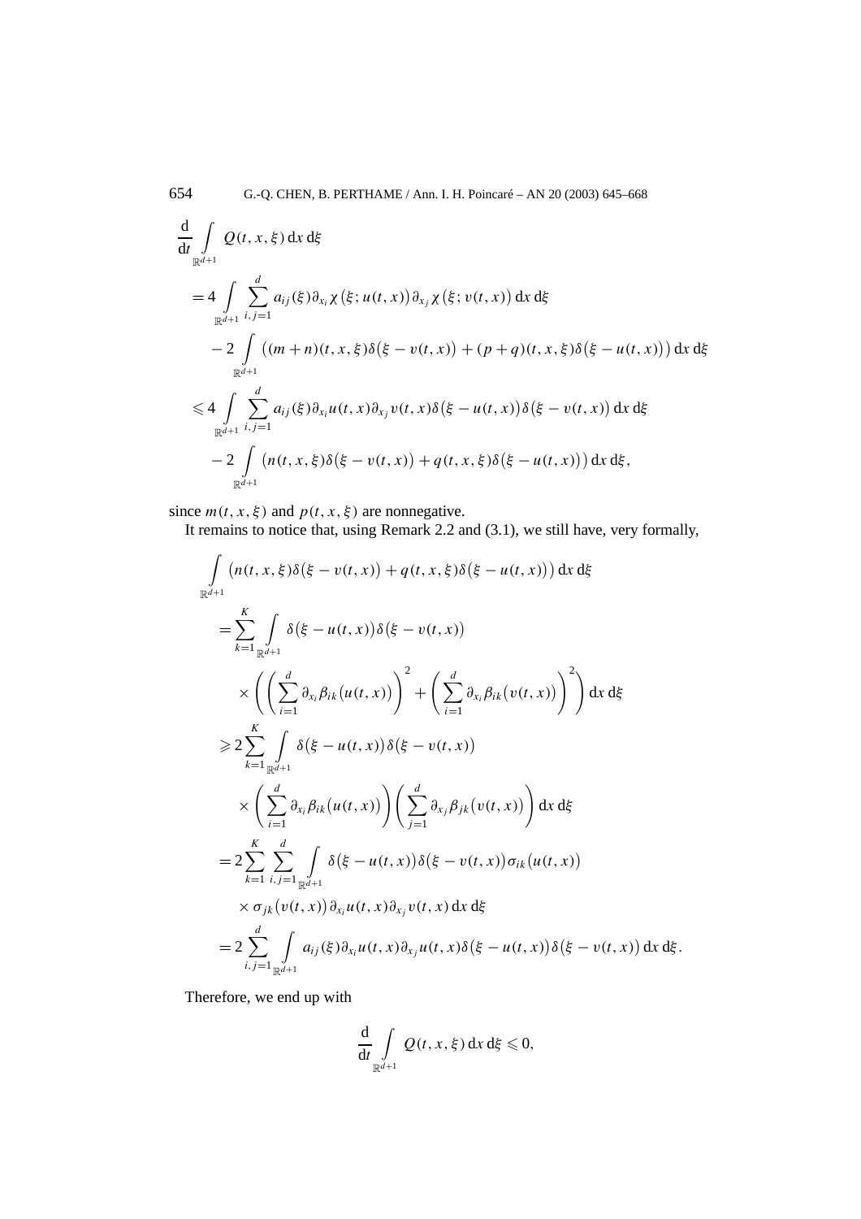$$
\begin{aligned}
&\frac{\mathrm{d}}{\mathrm{d}t}\int\limits_{\mathbb{R}^{d+1}} Q(t,x,\xi)\,\mathrm{d}x\,\mathrm{d}\xi \\
&= 4\int\limits_{\mathbb{R}^{d+1}} \sum_{i,j=1}^{d} a_{ij}(\xi)\partial_{x_i}\chi\big(\xi;u(t,x)\big)\partial_{x_j}\chi\big(\xi;v(t,x)\big)\,\mathrm{d}x\,\mathrm{d}\xi \\
&\quad - 2\int\limits_{\mathbb{R}^{d+1}} \big((m+n)(t,x,\xi)\delta\big(\xi-v(t,x)\big)+(p+q)(t,x,\xi)\delta\big(\xi-u(t,x)\big)\big)\,\mathrm{d}x\,\mathrm{d}\xi \\
&\leqslant 4\int\limits_{\mathbb{R}^{d+1}} \sum_{i,j=1}^{d} a_{ij}(\xi)\partial_{x_i}u(t,x)\partial_{x_j}v(t,x)\delta\big(\xi-u(t,x)\big)\delta\big(\xi-v(t,x)\big)\,\mathrm{d}x\,\mathrm{d}\xi \\
&\quad - 2\int\limits_{\mathbb{R}^{d+1}} \big(n(t,x,\xi)\delta\big(\xi-v(t,x)\big)+q(t,x,\xi)\delta\big(\xi-u(t,x)\big)\big)\,\mathrm{d}x\,\mathrm{d}\xi,
\end{aligned}
$$

since $m(t,x,\xi)$ and $p(t,x,\xi)$ are nonnegative.

It remains to notice that, using Remark 2.2 and (3.1), we still have, very formally,

$$
\begin{aligned}
&\int\limits_{\mathbb{R}^{d+1}} \big(n(t,x,\xi)\delta\big(\xi-v(t,x)\big)+q(t,x,\xi)\delta\big(\xi-u(t,x)\big)\big)\,\mathrm{d}x\,\mathrm{d}\xi \\
&= \sum_{k=1}^{K}\int\limits_{\mathbb{R}^{d+1}} \delta\big(\xi-u(t,x)\big)\delta\big(\xi-v(t,x)\big) \\
&\qquad \times\left(\left(\sum_{i=1}^{d}\partial_{x_i}\beta_{ik}\big(u(t,x)\big)\right)^2+\left(\sum_{i=1}^{d}\partial_{x_i}\beta_{ik}\big(v(t,x)\big)\right)^2\right)\mathrm{d}x\,\mathrm{d}\xi \\
&\geqslant 2\sum_{k=1}^{K}\int\limits_{\mathbb{R}^{d+1}} \delta\big(\xi-u(t,x)\big)\delta\big(\xi-v(t,x)\big) \\
&\qquad \times\left(\sum_{i=1}^{d}\partial_{x_i}\beta_{ik}\big(u(t,x)\big)\right)\left(\sum_{j=1}^{d}\partial_{x_j}\beta_{jk}\big(v(t,x)\big)\right)\mathrm{d}x\,\mathrm{d}\xi \\
&= 2\sum_{k=1}^{K}\sum_{i,j=1}^{d}\int\limits_{\mathbb{R}^{d+1}} \delta\big(\xi-u(t,x)\big)\delta\big(\xi-v(t,x)\big)\sigma_{ik}\big(u(t,x)\big) \\
&\qquad \times\sigma_{jk}\big(v(t,x)\big)\partial_{x_i}u(t,x)\partial_{x_j}v(t,x)\,\mathrm{d}x\,\mathrm{d}\xi \\
&= 2\sum_{i,j=1}^{d}\int\limits_{\mathbb{R}^{d+1}} a_{ij}(\xi)\partial_{x_i}u(t,x)\partial_{x_j}u(t,x)\delta\big(\xi-u(t,x)\big)\delta\big(\xi-v(t,x)\big)\,\mathrm{d}x\,\mathrm{d}\xi.
\end{aligned}
$$

Therefore, we end up with

$$
\frac{\mathrm{d}}{\mathrm{d}t}\int\limits_{\mathbb{R}^{d+1}} Q(t,x,\xi)\,\mathrm{d}x\,\mathrm{d}\xi \leqslant 0,
$$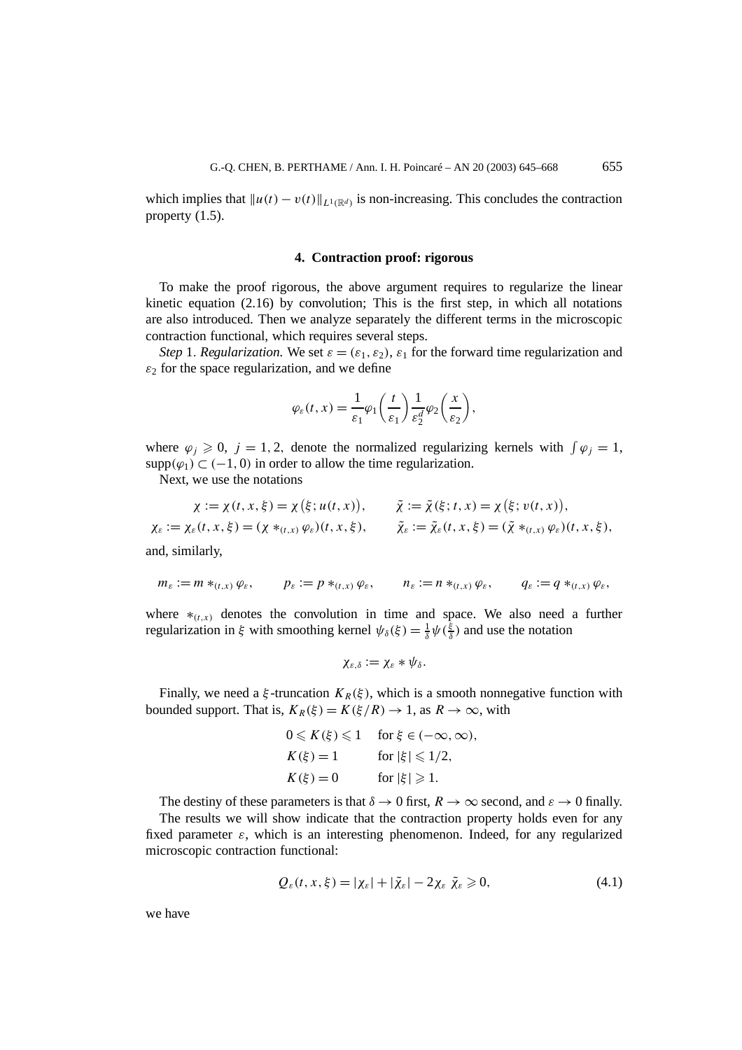which implies that $\|u(t) - v(t)\|_{L^1(\mathbb{R}^d)}$ is non-increasing. This concludes the contraction property (1.5).

## 4. Contraction proof: rigorous

To make the proof rigorous, the above argument requires to regularize the linear kinetic equation (2.16) by convolution; This is the first step, in which all notations are also introduced. Then we analyze separately the different terms in the microscopic contraction functional, which requires several steps.

*Step* 1. *Regularization.* We set $\varepsilon = (\varepsilon_1, \varepsilon_2)$, $\varepsilon_1$ for the forward time regularization and $\varepsilon_2$ for the space regularization, and we define

$$\varphi_\varepsilon(t,x) = \frac{1}{\varepsilon_1}\varphi_1\left(\frac{t}{\varepsilon_1}\right)\frac{1}{\varepsilon_2^d}\varphi_2\left(\frac{x}{\varepsilon_2}\right),$$

where $\varphi_j \geqslant 0$, $j = 1, 2$, denote the normalized regularizing kernels with $\int \varphi_j = 1$, $\operatorname{supp}(\varphi_1) \subset (-1, 0)$ in order to allow the time regularization.

Next, we use the notations

$$\chi := \chi(t,x,\xi) = \chi\big(\xi; u(t,x)\big), \qquad \tilde{\chi} := \tilde{\chi}(\xi; t, x) = \chi\big(\xi; v(t,x)\big),$$
$$\chi_\varepsilon := \chi_\varepsilon(t,x,\xi) = (\chi *_{(t,x)} \varphi_\varepsilon)(t,x,\xi), \qquad \tilde{\chi}_\varepsilon := \tilde{\chi}_\varepsilon(t,x,\xi) = (\tilde{\chi} *_{(t,x)} \varphi_\varepsilon)(t,x,\xi),$$

and, similarly,

$$m_\varepsilon := m *_{(t,x)} \varphi_\varepsilon, \qquad p_\varepsilon := p *_{(t,x)} \varphi_\varepsilon, \qquad n_\varepsilon := n *_{(t,x)} \varphi_\varepsilon, \qquad q_\varepsilon := q *_{(t,x)} \varphi_\varepsilon,$$

where $*_{(t,x)}$ denotes the convolution in time and space. We also need a further regularization in $\xi$ with smoothing kernel $\psi_\delta(\xi) = \frac{1}{\delta}\psi(\frac{\xi}{\delta})$ and use the notation

$$\chi_{\varepsilon,\delta} := \chi_\varepsilon * \psi_\delta.$$

Finally, we need a $\xi$-truncation $K_R(\xi)$, which is a smooth nonnegative function with bounded support. That is, $K_R(\xi) = K(\xi/R) \to 1$, as $R \to \infty$, with

$$\begin{aligned}
&0 \leqslant K(\xi) \leqslant 1 \quad \text{for } \xi \in (-\infty, \infty),\\
&K(\xi) = 1 \qquad\ \ \text{for } |\xi| \leqslant 1/2,\\
&K(\xi) = 0 \qquad\ \ \text{for } |\xi| \geqslant 1.
\end{aligned}$$

The destiny of these parameters is that $\delta \to 0$ first, $R \to \infty$ second, and $\varepsilon \to 0$ finally.

The results we will show indicate that the contraction property holds even for any fixed parameter $\varepsilon$, which is an interesting phenomenon. Indeed, for any regularized microscopic contraction functional:

$$Q_\varepsilon(t,x,\xi) = |\chi_\varepsilon| + |\tilde{\chi}_\varepsilon| - 2\chi_\varepsilon\ \tilde{\chi}_\varepsilon \geqslant 0, \tag{4.1}$$

we have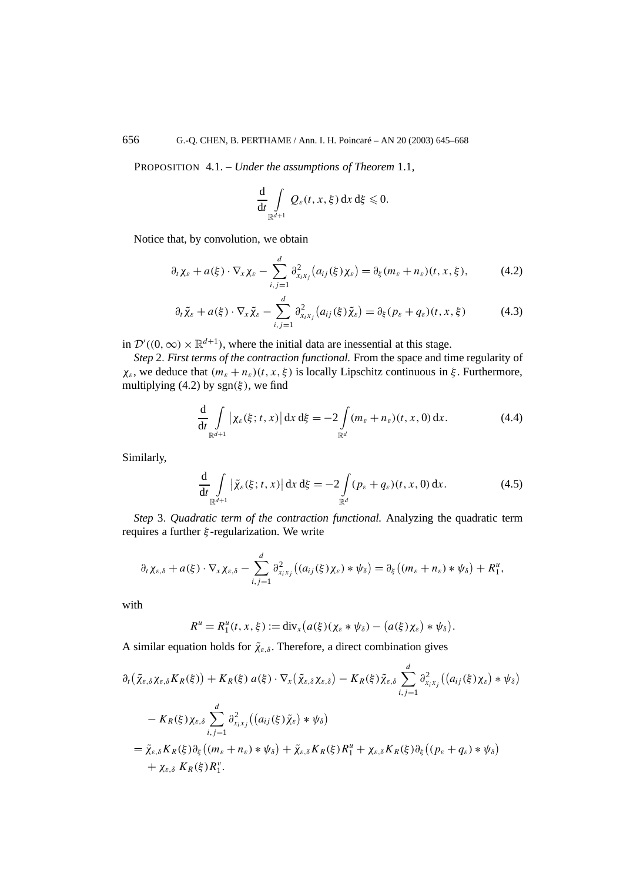PROPOSITION 4.1. – *Under the assumptions of Theorem* 1.1*,*

$$\frac{\mathrm{d}}{\mathrm{d}t} \int_{\mathbb{R}^{d+1}} Q_\varepsilon(t,x,\xi)\,\mathrm{d}x\,\mathrm{d}\xi \leqslant 0.$$

Notice that, by convolution, we obtain

$$\partial_t \chi_\varepsilon + a(\xi)\cdot\nabla_x \chi_\varepsilon - \sum_{i,j=1}^{d} \partial^2_{x_i x_j}\big(a_{ij}(\xi)\chi_\varepsilon\big) = \partial_\xi (m_\varepsilon + n_\varepsilon)(t,x,\xi), \tag{4.2}$$

$$\partial_t \tilde{\chi}_\varepsilon + a(\xi)\cdot\nabla_x \tilde{\chi}_\varepsilon - \sum_{i,j=1}^{d} \partial^2_{x_i x_j}\big(a_{ij}(\xi)\tilde{\chi}_\varepsilon\big) = \partial_\xi (p_\varepsilon + q_\varepsilon)(t,x,\xi) \tag{4.3}$$

in $\mathcal{D}'((0,\infty)\times\mathbb{R}^{d+1})$, where the initial data are inessential at this stage.

*Step* 2. *First terms of the contraction functional.* From the space and time regularity of $\chi_\varepsilon$, we deduce that $(m_\varepsilon + n_\varepsilon)(t,x,\xi)$ is locally Lipschitz continuous in $\xi$. Furthermore, multiplying (4.2) by $\operatorname{sgn}(\xi)$, we find

$$\frac{\mathrm{d}}{\mathrm{d}t} \int_{\mathbb{R}^{d+1}} \big|\chi_\varepsilon(\xi;t,x)\big|\,\mathrm{d}x\,\mathrm{d}\xi = -2\int_{\mathbb{R}^d} (m_\varepsilon + n_\varepsilon)(t,x,0)\,\mathrm{d}x. \tag{4.4}$$

Similarly,

$$\frac{\mathrm{d}}{\mathrm{d}t} \int_{\mathbb{R}^{d+1}} \big|\tilde{\chi}_\varepsilon(\xi;t,x)\big|\,\mathrm{d}x\,\mathrm{d}\xi = -2\int_{\mathbb{R}^d} (p_\varepsilon + q_\varepsilon)(t,x,0)\,\mathrm{d}x. \tag{4.5}$$

*Step* 3. *Quadratic term of the contraction functional.* Analyzing the quadratic term requires a further $\xi$-regularization. We write

$$\partial_t \chi_{\varepsilon,\delta} + a(\xi)\cdot\nabla_x \chi_{\varepsilon,\delta} - \sum_{i,j=1}^{d} \partial^2_{x_i x_j}\big((a_{ij}(\xi)\chi_\varepsilon)*\psi_\delta\big) = \partial_\xi\big((m_\varepsilon + n_\varepsilon)*\psi_\delta\big) + R_1^u,$$

with

$$R^u = R_1^u(t,x,\xi) := \operatorname{div}_x\big(a(\xi)(\chi_\varepsilon * \psi_\delta) - \big(a(\xi)\chi_\varepsilon\big)*\psi_\delta\big).$$

A similar equation holds for $\tilde{\chi}_{\varepsilon,\delta}$. Therefore, a direct combination gives

$$\begin{aligned}
&\partial_t\big(\tilde{\chi}_{\varepsilon,\delta}\chi_{\varepsilon,\delta}K_R(\xi)\big) + K_R(\xi)\,a(\xi)\cdot\nabla_x\big(\tilde{\chi}_{\varepsilon,\delta}\chi_{\varepsilon,\delta}\big) - K_R(\xi)\tilde{\chi}_{\varepsilon,\delta}\sum_{i,j=1}^{d}\partial^2_{x_i x_j}\big(\big(a_{ij}(\xi)\chi_\varepsilon\big)*\psi_\delta\big)\\
&\quad - K_R(\xi)\chi_{\varepsilon,\delta}\sum_{i,j=1}^{d}\partial^2_{x_i x_j}\big(\big(a_{ij}(\xi)\tilde{\chi}_\varepsilon\big)*\psi_\delta\big)\\
&= \tilde{\chi}_{\varepsilon,\delta}K_R(\xi)\partial_\xi\big((m_\varepsilon + n_\varepsilon)*\psi_\delta\big) + \tilde{\chi}_{\varepsilon,\delta}K_R(\xi)R_1^u + \chi_{\varepsilon,\delta}K_R(\xi)\partial_\xi\big((p_\varepsilon + q_\varepsilon)*\psi_\delta\big)\\
&\quad + \chi_{\varepsilon,\delta}\,K_R(\xi)R_1^v.
\end{aligned}$$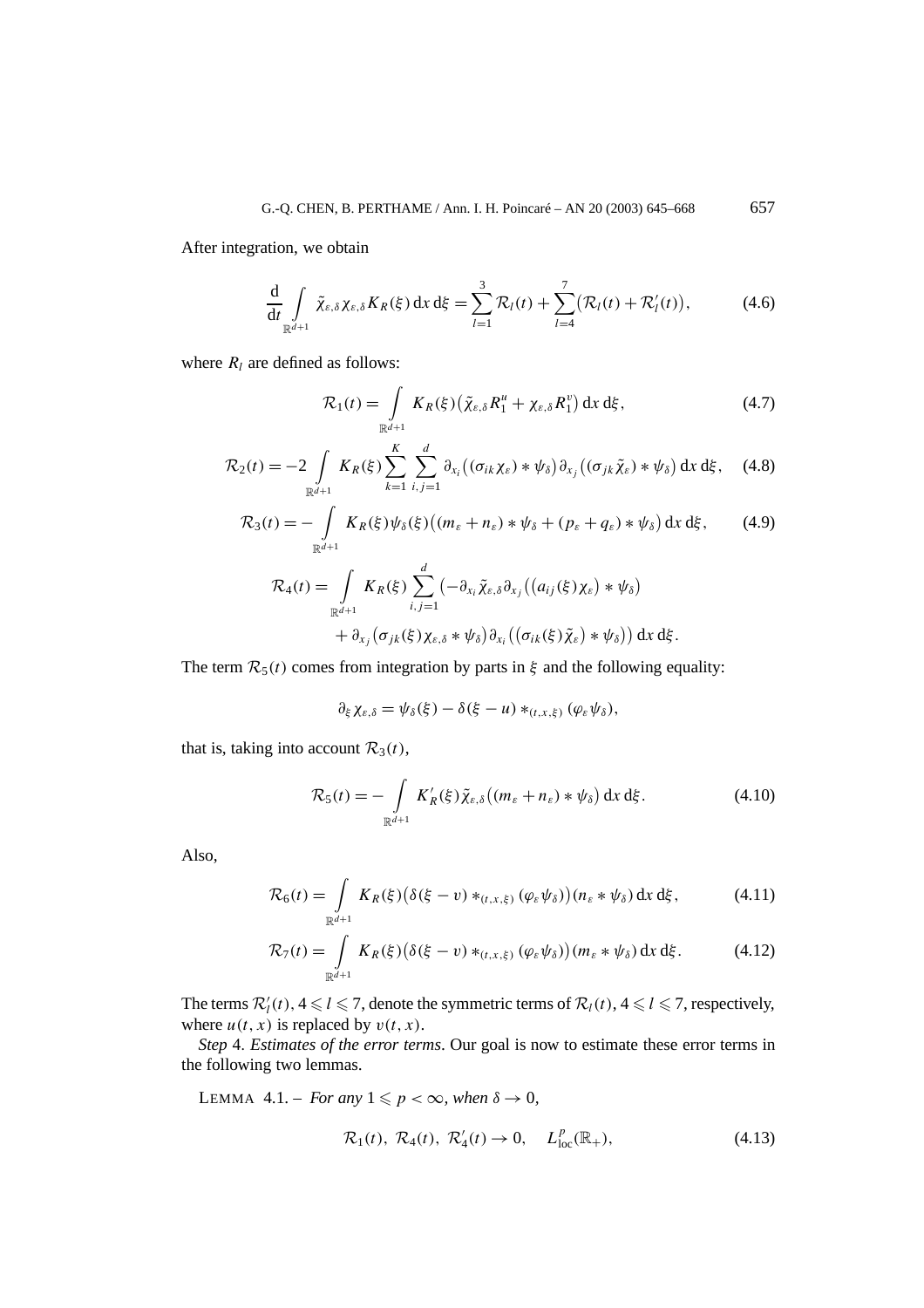After integration, we obtain

$$\frac{\mathrm{d}}{\mathrm{d}t}\int_{\mathbb{R}^{d+1}} \tilde{\chi}_{\varepsilon,\delta}\chi_{\varepsilon,\delta}K_R(\xi)\,\mathrm{d}x\,\mathrm{d}\xi = \sum_{l=1}^{3}\mathcal{R}_l(t) + \sum_{l=4}^{7}\big(\mathcal{R}_l(t)+\mathcal{R}_l'(t)\big), \tag{4.6}$$

where $R_l$ are defined as follows:

$$\mathcal{R}_1(t) = \int_{\mathbb{R}^{d+1}} K_R(\xi)\big(\tilde{\chi}_{\varepsilon,\delta}R_1^u + \chi_{\varepsilon,\delta}R_1^v\big)\,\mathrm{d}x\,\mathrm{d}\xi, \tag{4.7}$$

$$\mathcal{R}_2(t) = -2\int_{\mathbb{R}^{d+1}} K_R(\xi)\sum_{k=1}^{K}\sum_{i,j=1}^{d}\partial_{x_i}\big((\sigma_{ik}\chi_\varepsilon)*\psi_\delta\big)\partial_{x_j}\big((\sigma_{jk}\tilde{\chi}_\varepsilon)*\psi_\delta\big)\,\mathrm{d}x\,\mathrm{d}\xi, \tag{4.8}$$

$$\mathcal{R}_3(t) = -\int_{\mathbb{R}^{d+1}} K_R(\xi)\psi_\delta(\xi)\big((m_\varepsilon+n_\varepsilon)*\psi_\delta + (p_\varepsilon+q_\varepsilon)*\psi_\delta\big)\,\mathrm{d}x\,\mathrm{d}\xi, \tag{4.9}$$

$$\begin{aligned}\mathcal{R}_4(t) = \int_{\mathbb{R}^{d+1}} K_R(\xi)\sum_{i,j=1}^{d}\big(&-\partial_{x_i}\tilde{\chi}_{\varepsilon,\delta}\partial_{x_j}\big((a_{ij}(\xi)\chi_\varepsilon)*\psi_\delta\big)\\ &+\partial_{x_j}\big(\sigma_{jk}(\xi)\chi_{\varepsilon,\delta}*\psi_\delta\big)\partial_{x_i}\big((\sigma_{ik}(\xi)\tilde{\chi}_\varepsilon)*\psi_\delta\big)\big)\,\mathrm{d}x\,\mathrm{d}\xi.\end{aligned}$$

The term $\mathcal{R}_5(t)$ comes from integration by parts in $\xi$ and the following equality:

$$\partial_\xi\chi_{\varepsilon,\delta} = \psi_\delta(\xi) - \delta(\xi-u)*_{(t,x,\xi)}(\varphi_\varepsilon\psi_\delta),$$

that is, taking into account $\mathcal{R}_3(t)$,

$$\mathcal{R}_5(t) = -\int_{\mathbb{R}^{d+1}} K_R'(\xi)\tilde{\chi}_{\varepsilon,\delta}\big((m_\varepsilon+n_\varepsilon)*\psi_\delta\big)\,\mathrm{d}x\,\mathrm{d}\xi. \tag{4.10}$$

Also,

$$\mathcal{R}_6(t) = \int_{\mathbb{R}^{d+1}} K_R(\xi)\big(\delta(\xi-v)*_{(t,x,\xi)}(\varphi_\varepsilon\psi_\delta)\big)(n_\varepsilon*\psi_\delta)\,\mathrm{d}x\,\mathrm{d}\xi, \tag{4.11}$$

$$\mathcal{R}_7(t) = \int_{\mathbb{R}^{d+1}} K_R(\xi)\big(\delta(\xi-v)*_{(t,x,\xi)}(\varphi_\varepsilon\psi_\delta)\big)(m_\varepsilon*\psi_\delta)\,\mathrm{d}x\,\mathrm{d}\xi. \tag{4.12}$$

The terms $\mathcal{R}_l'(t)$, $4\leqslant l\leqslant 7$, denote the symmetric terms of $\mathcal{R}_l(t)$, $4\leqslant l\leqslant 7$, respectively, where $u(t,x)$ is replaced by $v(t,x)$.

*Step* 4. *Estimates of the error terms*. Our goal is now to estimate these error terms in the following two lemmas.

LEMMA 4.1. – *For any* $1\leqslant p<\infty$, *when* $\delta\to 0$,

$$\mathcal{R}_1(t),\ \mathcal{R}_4(t),\ \mathcal{R}_4'(t)\to 0,\quad L^p_{\mathrm{loc}}(\mathbb{R}_+), \tag{4.13}$$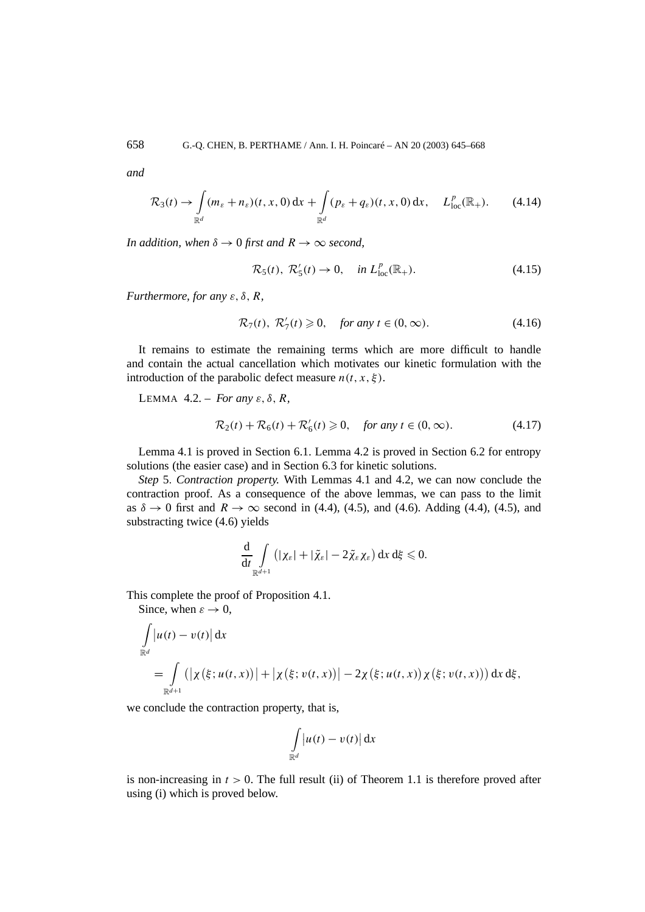*and*

$$\mathcal{R}_3(t) \to \int_{\mathbb{R}^d} (m_\varepsilon + n_\varepsilon)(t,x,0)\,\mathrm{d}x + \int_{\mathbb{R}^d} (p_\varepsilon + q_\varepsilon)(t,x,0)\,\mathrm{d}x, \quad L^p_{\mathrm{loc}}(\mathbb{R}_+). \tag{4.14}$$

*In addition, when $\delta \to 0$ first and $R \to \infty$ second,*

$$\mathcal{R}_5(t),\ \mathcal{R}_5'(t) \to 0, \quad \textit{in } L^p_{\mathrm{loc}}(\mathbb{R}_+). \tag{4.15}$$

*Furthermore, for any $\varepsilon, \delta, R$,*

$$\mathcal{R}_7(t),\ \mathcal{R}_7'(t) \geqslant 0, \quad \textit{for any } t \in (0,\infty). \tag{4.16}$$

It remains to estimate the remaining terms which are more difficult to handle and contain the actual cancellation which motivates our kinetic formulation with the introduction of the parabolic defect measure $n(t,x,\xi)$.

LEMMA 4.2. – *For any $\varepsilon, \delta, R$,*

$$\mathcal{R}_2(t) + \mathcal{R}_6(t) + \mathcal{R}_6'(t) \geqslant 0, \quad \textit{for any } t \in (0,\infty). \tag{4.17}$$

Lemma 4.1 is proved in Section 6.1. Lemma 4.2 is proved in Section 6.2 for entropy solutions (the easier case) and in Section 6.3 for kinetic solutions.

*Step* 5. *Contraction property.* With Lemmas 4.1 and 4.2, we can now conclude the contraction proof. As a consequence of the above lemmas, we can pass to the limit as $\delta \to 0$ first and $R \to \infty$ second in (4.4), (4.5), and (4.6). Adding (4.4), (4.5), and substracting twice (4.6) yields

$$\frac{\mathrm{d}}{\mathrm{d}t} \int_{\mathbb{R}^{d+1}} \left(|\chi_\varepsilon| + |\tilde{\chi}_\varepsilon| - 2\tilde{\chi}_\varepsilon \chi_\varepsilon\right) \mathrm{d}x\,\mathrm{d}\xi \leqslant 0.$$

This complete the proof of Proposition 4.1.

Since, when $\varepsilon \to 0$,

$$\begin{aligned}
&\int_{\mathbb{R}^d} \left|u(t) - v(t)\right| \mathrm{d}x \\
&\quad = \int_{\mathbb{R}^{d+1}} \left(\left|\chi\left(\xi; u(t,x)\right)\right| + \left|\chi\left(\xi; v(t,x)\right)\right| - 2\chi\left(\xi; u(t,x)\right)\chi\left(\xi; v(t,x)\right)\right) \mathrm{d}x\,\mathrm{d}\xi,
\end{aligned}$$

we conclude the contraction property, that is,

$$\int_{\mathbb{R}^d} \left|u(t) - v(t)\right| \mathrm{d}x$$

is non-increasing in $t > 0$. The full result (ii) of Theorem 1.1 is therefore proved after using (i) which is proved below.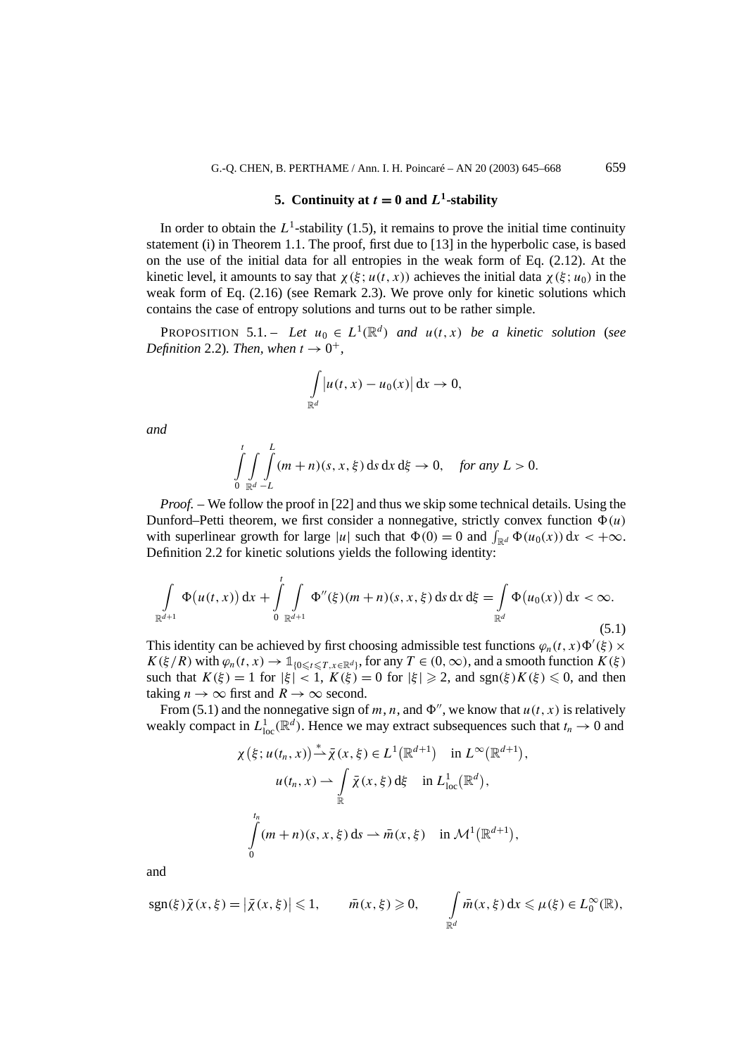## 5. Continuity at $t = 0$ and $L^1$-stability

In order to obtain the $L^1$-stability (1.5), it remains to prove the initial time continuity statement (i) in Theorem 1.1. The proof, first due to [13] in the hyperbolic case, is based on the use of the initial data for all entropies in the weak form of Eq. (2.12). At the kinetic level, it amounts to say that $\chi(\xi; u(t,x))$ achieves the initial data $\chi(\xi; u_0)$ in the weak form of Eq. (2.16) (see Remark 2.3). We prove only for kinetic solutions which contains the case of entropy solutions and turns out to be rather simple.

PROPOSITION 5.1. – *Let $u_0 \in L^1(\mathbb{R}^d)$ and $u(t,x)$ be a kinetic solution (see Definition 2.2). Then, when $t \to 0^+$,*

$$\int_{\mathbb{R}^d} \left|u(t,x) - u_0(x)\right| \mathrm{d}x \to 0,$$

*and*

$$\int_0^t \int_{\mathbb{R}^d} \int_{-L}^{L} (m+n)(s,x,\xi)\, \mathrm{d}s\, \mathrm{d}x\, \mathrm{d}\xi \to 0, \quad \text{for any } L > 0.$$

*Proof.* – We follow the proof in [22] and thus we skip some technical details. Using the Dunford–Petti theorem, we first consider a nonnegative, strictly convex function $\Phi(u)$ with superlinear growth for large $|u|$ such that $\Phi(0) = 0$ and $\int_{\mathbb{R}^d} \Phi(u_0(x))\, \mathrm{d}x < +\infty$. Definition 2.2 for kinetic solutions yields the following identity:

$$\int_{\mathbb{R}^{d+1}} \Phi\big(u(t,x)\big)\, \mathrm{d}x + \int_0^t \int_{\mathbb{R}^{d+1}} \Phi''(\xi)(m+n)(s,x,\xi)\, \mathrm{d}s\, \mathrm{d}x\, \mathrm{d}\xi = \int_{\mathbb{R}^d} \Phi\big(u_0(x)\big)\, \mathrm{d}x < \infty. \tag{5.1}$$

This identity can be achieved by first choosing admissible test functions $\varphi_n(t,x)\Phi'(\xi) \times K(\xi/R)$ with $\varphi_n(t,x) \to \mathbb{1}_{\{0 \leqslant t \leqslant T, x \in \mathbb{R}^d\}}$, for any $T \in (0,\infty)$, and a smooth function $K(\xi)$ such that $K(\xi) = 1$ for $|\xi| < 1$, $K(\xi) = 0$ for $|\xi| \geqslant 2$, and $\operatorname{sgn}(\xi) K(\xi) \leqslant 0$, and then taking $n \to \infty$ first and $R \to \infty$ second.

From (5.1) and the nonnegative sign of $m$, $n$, and $\Phi''$, we know that $u(t,x)$ is relatively weakly compact in $L^1_{\mathrm{loc}}(\mathbb{R}^d)$. Hence we may extract subsequences such that $t_n \to 0$ and

$$\chi\big(\xi; u(t_n,x)\big) \overset{*}{\rightharpoonup} \bar{\chi}(x,\xi) \in L^1\big(\mathbb{R}^{d+1}\big) \quad \text{in } L^\infty\big(\mathbb{R}^{d+1}\big),$$

$$u(t_n,x) \rightharpoonup \int_{\mathbb{R}} \bar{\chi}(x,\xi)\, \mathrm{d}\xi \quad \text{in } L^1_{\mathrm{loc}}\big(\mathbb{R}^d\big),$$

$$\int_0^{t_n} (m+n)(s,x,\xi)\, \mathrm{d}s \rightharpoonup \bar{m}(x,\xi) \quad \text{in } \mathcal{M}^1\big(\mathbb{R}^{d+1}\big),$$

and

$$\operatorname{sgn}(\xi)\bar{\chi}(x,\xi) = \left|\bar{\chi}(x,\xi)\right| \leqslant 1, \qquad \bar{m}(x,\xi) \geqslant 0, \qquad \int_{\mathbb{R}^d} \bar{m}(x,\xi)\, \mathrm{d}x \leqslant \mu(\xi) \in L^\infty_0(\mathbb{R}),$$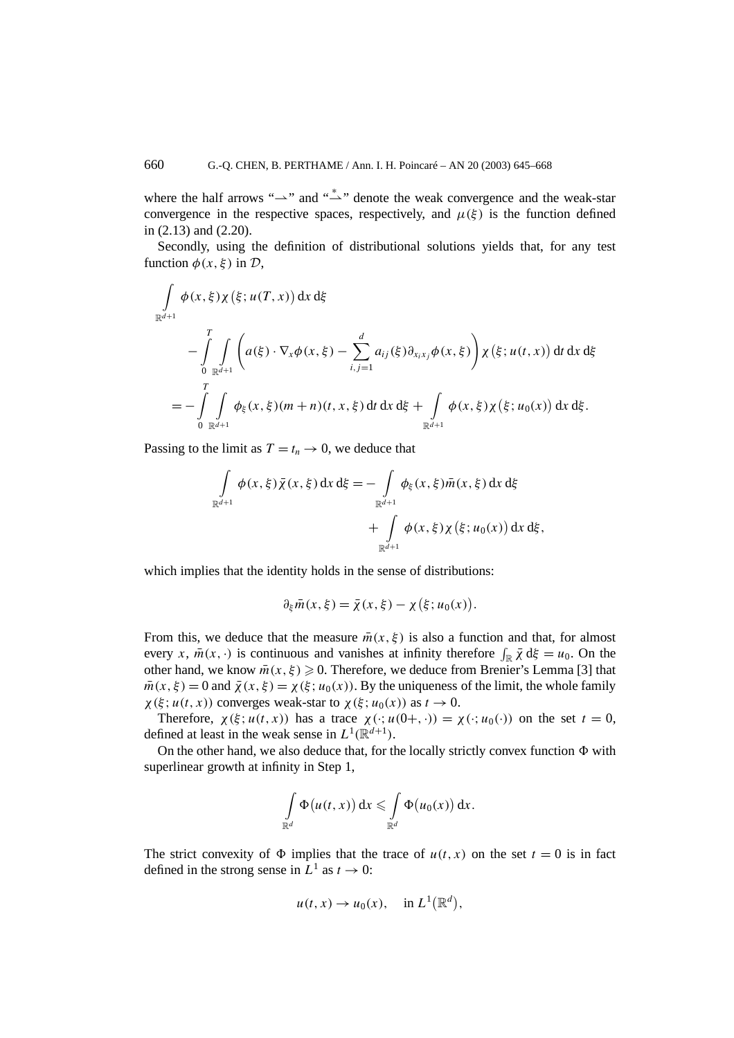where the half arrows "$\rightharpoonup$" and "$\overset{*}{\rightharpoonup}$" denote the weak convergence and the weak-star convergence in the respective spaces, respectively, and $\mu(\xi)$ is the function defined in (2.13) and (2.20).

Secondly, using the definition of distributional solutions yields that, for any test function $\phi(x,\xi)$ in $\mathcal{D}$,

$$
\begin{aligned}
&\int_{\mathbb{R}^{d+1}} \phi(x,\xi)\chi\big(\xi;u(T,x)\big)\,\mathrm{d}x\,\mathrm{d}\xi \\
&\qquad - \int_0^T \int_{\mathbb{R}^{d+1}} \left( a(\xi)\cdot\nabla_x\phi(x,\xi) - \sum_{i,j=1}^d a_{ij}(\xi)\partial_{x_ix_j}\phi(x,\xi)\right)\chi\big(\xi;u(t,x)\big)\,\mathrm{d}t\,\mathrm{d}x\,\mathrm{d}\xi \\
&= -\int_0^T \int_{\mathbb{R}^{d+1}} \phi_\xi(x,\xi)(m+n)(t,x,\xi)\,\mathrm{d}t\,\mathrm{d}x\,\mathrm{d}\xi + \int_{\mathbb{R}^{d+1}} \phi(x,\xi)\chi\big(\xi;u_0(x)\big)\,\mathrm{d}x\,\mathrm{d}\xi.
\end{aligned}
$$

Passing to the limit as $T = t_n \to 0$, we deduce that

$$
\begin{aligned}
\int_{\mathbb{R}^{d+1}} \phi(x,\xi)\bar{\chi}(x,\xi)\,\mathrm{d}x\,\mathrm{d}\xi = &-\int_{\mathbb{R}^{d+1}} \phi_\xi(x,\xi)\bar{m}(x,\xi)\,\mathrm{d}x\,\mathrm{d}\xi \\
&+ \int_{\mathbb{R}^{d+1}} \phi(x,\xi)\chi\big(\xi;u_0(x)\big)\,\mathrm{d}x\,\mathrm{d}\xi,
\end{aligned}
$$

which implies that the identity holds in the sense of distributions:

$$
\partial_\xi \bar{m}(x,\xi) = \bar{\chi}(x,\xi) - \chi\big(\xi;u_0(x)\big).
$$

From this, we deduce that the measure $\bar{m}(x,\xi)$ is also a function and that, for almost every $x$, $\bar{m}(x,\cdot)$ is continuous and vanishes at infinity therefore $\int_{\mathbb{R}} \bar{\chi}\,\mathrm{d}\xi = u_0$. On the other hand, we know $\bar{m}(x,\xi) \geqslant 0$. Therefore, we deduce from Brenier's Lemma [3] that $\bar{m}(x,\xi) = 0$ and $\bar{\chi}(x,\xi) = \chi(\xi;u_0(x))$. By the uniqueness of the limit, the whole family $\chi(\xi;u(t,x))$ converges weak-star to $\chi(\xi;u_0(x))$ as $t \to 0$.

Therefore, $\chi(\xi;u(t,x))$ has a trace $\chi(\cdot;u(0+,\cdot)) = \chi(\cdot;u_0(\cdot))$ on the set $t = 0$, defined at least in the weak sense in $L^1(\mathbb{R}^{d+1})$.

On the other hand, we also deduce that, for the locally strictly convex function $\Phi$ with superlinear growth at infinity in Step 1,

$$
\int_{\mathbb{R}^d} \Phi\big(u(t,x)\big)\,\mathrm{d}x \leqslant \int_{\mathbb{R}^d} \Phi\big(u_0(x)\big)\,\mathrm{d}x.
$$

The strict convexity of $\Phi$ implies that the trace of $u(t,x)$ on the set $t = 0$ is in fact defined in the strong sense in $L^1$ as $t \to 0$:

$$
u(t,x) \to u_0(x), \quad \text{in } L^1\big(\mathbb{R}^d\big),
$$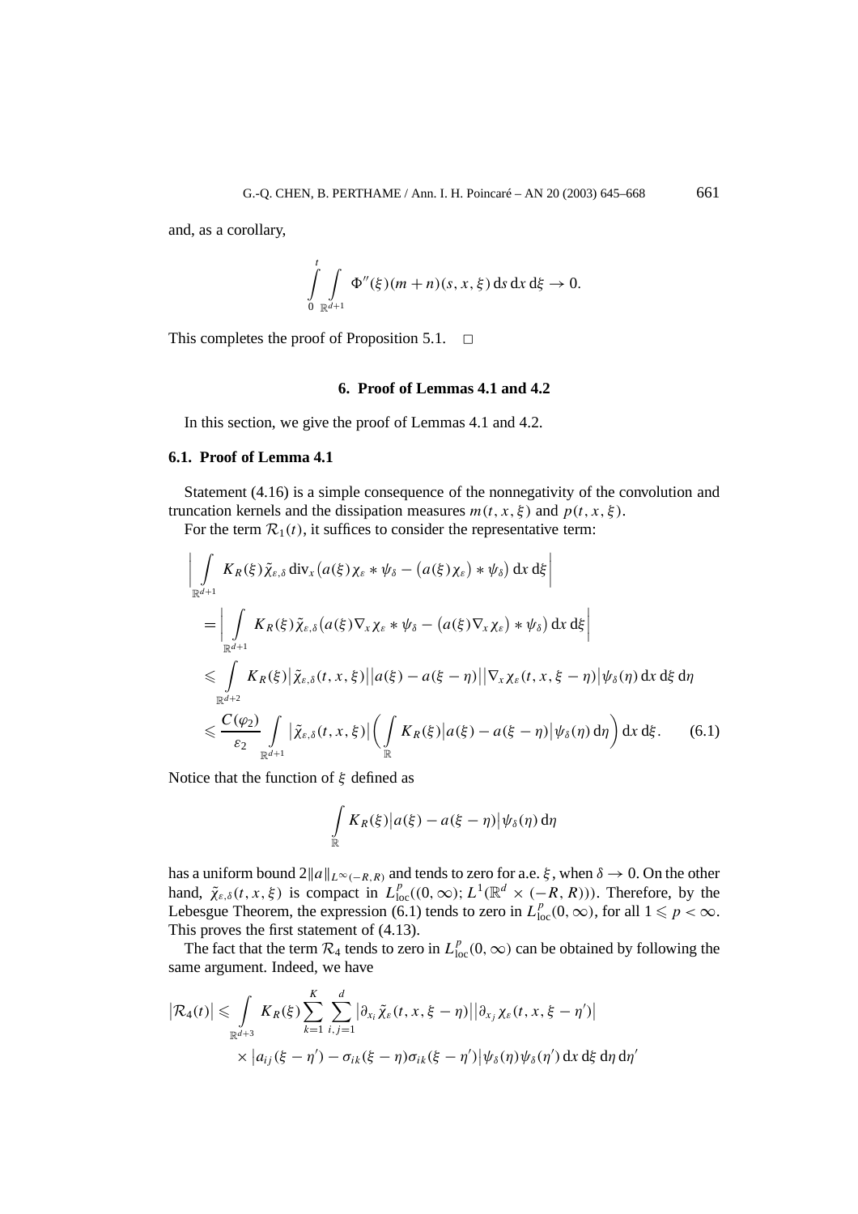and, as a corollary,

$$\int_0^t \int_{\mathbb{R}^{d+1}} \Phi''(\xi)(m+n)(s,x,\xi)\,\mathrm{d}s\,\mathrm{d}x\,\mathrm{d}\xi \to 0.$$

This completes the proof of Proposition 5.1. □

## 6. Proof of Lemmas 4.1 and 4.2

In this section, we give the proof of Lemmas 4.1 and 4.2.

### 6.1. Proof of Lemma 4.1

Statement (4.16) is a simple consequence of the nonnegativity of the convolution and truncation kernels and the dissipation measures $m(t,x,\xi)$ and $p(t,x,\xi)$.

For the term $\mathcal{R}_1(t)$, it suffices to consider the representative term:

$$\begin{aligned}
&\left| \int_{\mathbb{R}^{d+1}} K_R(\xi)\tilde{\chi}_{\varepsilon,\delta}\,\mathrm{div}_x\big(a(\xi)\chi_\varepsilon * \psi_\delta - \big(a(\xi)\chi_\varepsilon\big) * \psi_\delta\big)\,\mathrm{d}x\,\mathrm{d}\xi \right| \\
&\quad = \left| \int_{\mathbb{R}^{d+1}} K_R(\xi)\tilde{\chi}_{\varepsilon,\delta}\big(a(\xi)\nabla_x\chi_\varepsilon * \psi_\delta - \big(a(\xi)\nabla_x\chi_\varepsilon\big) * \psi_\delta\big)\,\mathrm{d}x\,\mathrm{d}\xi \right| \\
&\quad \leqslant \int_{\mathbb{R}^{d+2}} K_R(\xi)\big|\tilde{\chi}_{\varepsilon,\delta}(t,x,\xi)\big|\big|a(\xi)-a(\xi-\eta)\big|\big|\nabla_x\chi_\varepsilon(t,x,\xi-\eta)\big|\psi_\delta(\eta)\,\mathrm{d}x\,\mathrm{d}\xi\,\mathrm{d}\eta \\
&\quad \leqslant \frac{C(\varphi_2)}{\varepsilon_2}\int_{\mathbb{R}^{d+1}} \big|\tilde{\chi}_{\varepsilon,\delta}(t,x,\xi)\big|\left(\int_{\mathbb{R}} K_R(\xi)\big|a(\xi)-a(\xi-\eta)\big|\psi_\delta(\eta)\,\mathrm{d}\eta\right)\mathrm{d}x\,\mathrm{d}\xi. \qquad (6.1)
\end{aligned}$$

Notice that the function of $\xi$ defined as

$$\int_{\mathbb{R}} K_R(\xi)\big|a(\xi)-a(\xi-\eta)\big|\psi_\delta(\eta)\,\mathrm{d}\eta$$

has a uniform bound $2\|a\|_{L^\infty(-R,R)}$ and tends to zero for a.e. $\xi$, when $\delta \to 0$. On the other hand, $\tilde{\chi}_{\varepsilon,\delta}(t,x,\xi)$ is compact in $L^p_{\mathrm{loc}}((0,\infty); L^1(\mathbb{R}^d \times (-R,R)))$. Therefore, by the Lebesgue Theorem, the expression (6.1) tends to zero in $L^p_{\mathrm{loc}}(0,\infty)$, for all $1 \leqslant p < \infty$. This proves the first statement of (4.13).

The fact that the term $\mathcal{R}_4$ tends to zero in $L^p_{\mathrm{loc}}(0,\infty)$ can be obtained by following the same argument. Indeed, we have

$$\begin{aligned}
\big|\mathcal{R}_4(t)\big| \leqslant \int_{\mathbb{R}^{d+3}} K_R(\xi)\sum_{k=1}^K\sum_{i,j=1}^d \big|\partial_{x_i}\tilde{\chi}_\varepsilon(t,x,\xi-\eta)\big|\big|\partial_{x_j}\chi_\varepsilon(t,x,\xi-\eta')\big| \\
\times \big|a_{ij}(\xi-\eta')-\sigma_{ik}(\xi-\eta)\sigma_{ik}(\xi-\eta')\big|\psi_\delta(\eta)\psi_\delta(\eta')\,\mathrm{d}x\,\mathrm{d}\xi\,\mathrm{d}\eta\,\mathrm{d}\eta'
\end{aligned}$$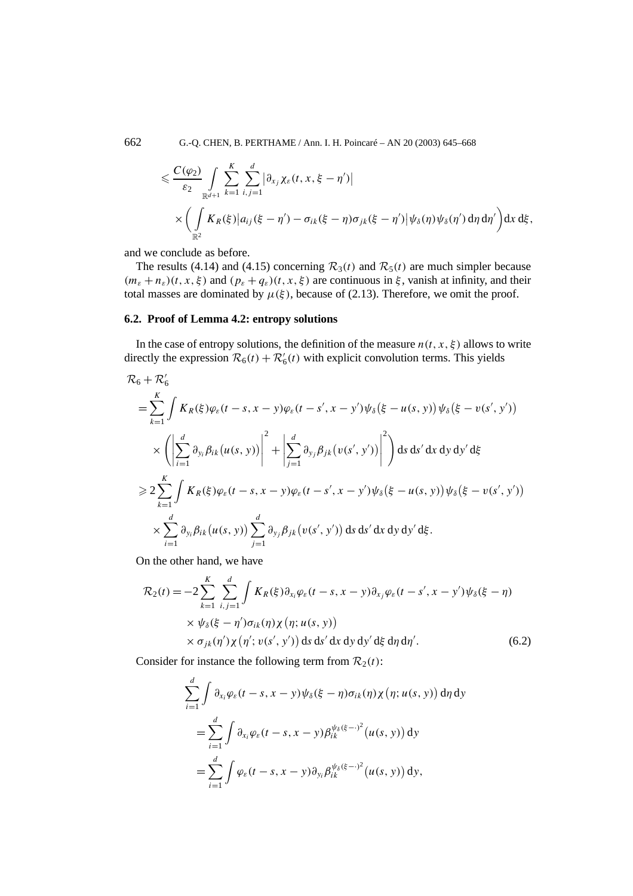$$
\leqslant \frac{C(\varphi_2)}{\varepsilon_2} \int\limits_{\mathbb{R}^{d+1}} \sum_{k=1}^{K} \sum_{i,j=1}^{d} \left|\partial_{x_j} \chi_\varepsilon(t,x,\xi-\eta')\right| \\
\times \left( \int\limits_{\mathbb{R}^2} K_R(\xi) \left| a_{ij}(\xi-\eta') - \sigma_{ik}(\xi-\eta)\sigma_{jk}(\xi-\eta')\right| \psi_\delta(\eta)\psi_\delta(\eta')\,\mathrm{d}\eta\,\mathrm{d}\eta' \right) \mathrm{d}x\,\mathrm{d}\xi,
$$

and we conclude as before.

The results (4.14) and (4.15) concerning $\mathcal{R}_3(t)$ and $\mathcal{R}_5(t)$ are much simpler because $(m_\varepsilon + n_\varepsilon)(t,x,\xi)$ and $(p_\varepsilon + q_\varepsilon)(t,x,\xi)$ are continuous in $\xi$, vanish at infinity, and their total masses are dominated by $\mu(\xi)$, because of (2.13). Therefore, we omit the proof.

### 6.2. Proof of Lemma 4.2: entropy solutions

In the case of entropy solutions, the definition of the measure $n(t,x,\xi)$ allows to write directly the expression $\mathcal{R}_6(t) + \mathcal{R}_6'(t)$ with explicit convolution terms. This yields

$$
\begin{aligned}
&\mathcal{R}_6 + \mathcal{R}_6' \\
&= \sum_{k=1}^{K} \int K_R(\xi)\varphi_\varepsilon(t-s,x-y)\varphi_\varepsilon(t-s',x-y')\psi_\delta\big(\xi-u(s,y)\big)\psi_\delta\big(\xi-v(s',y')\big) \\
&\quad \times \left( \left| \sum_{i=1}^{d} \partial_{y_i}\beta_{ik}\big(u(s,y)\big) \right|^2 + \left| \sum_{j=1}^{d} \partial_{y_j}\beta_{jk}\big(v(s',y')\big) \right|^2 \right) \mathrm{d}s\,\mathrm{d}s'\,\mathrm{d}x\,\mathrm{d}y\,\mathrm{d}y'\,\mathrm{d}\xi \\
&\geqslant 2\sum_{k=1}^{K} \int K_R(\xi)\varphi_\varepsilon(t-s,x-y)\varphi_\varepsilon(t-s',x-y')\psi_\delta\big(\xi-u(s,y)\big)\psi_\delta\big(\xi-v(s',y')\big) \\
&\quad \times \sum_{i=1}^{d} \partial_{y_i}\beta_{ik}\big(u(s,y)\big) \sum_{j=1}^{d} \partial_{y_j}\beta_{jk}\big(v(s',y')\big)\,\mathrm{d}s\,\mathrm{d}s'\,\mathrm{d}x\,\mathrm{d}y\,\mathrm{d}y'\,\mathrm{d}\xi.
\end{aligned}
$$

On the other hand, we have

$$
\begin{aligned}
\mathcal{R}_2(t) = -2\sum_{k=1}^{K} \sum_{i,j=1}^{d} \int & K_R(\xi)\partial_{x_i}\varphi_\varepsilon(t-s,x-y)\partial_{x_j}\varphi_\varepsilon(t-s',x-y')\psi_\delta(\xi-\eta) \\
& \times \psi_\delta(\xi-\eta')\sigma_{ik}(\eta)\chi\big(\eta;u(s,y)\big) \\
& \times \sigma_{jk}(\eta')\chi\big(\eta';v(s',y')\big)\,\mathrm{d}s\,\mathrm{d}s'\,\mathrm{d}x\,\mathrm{d}y\,\mathrm{d}y'\,\mathrm{d}\xi\,\mathrm{d}\eta\,\mathrm{d}\eta'. \qquad (6.2)
\end{aligned}
$$

Consider for instance the following term from $\mathcal{R}_2(t)$:

$$
\begin{aligned}
&\sum_{i=1}^{d} \int \partial_{x_i}\varphi_\varepsilon(t-s,x-y)\psi_\delta(\xi-\eta)\sigma_{ik}(\eta)\chi\big(\eta;u(s,y)\big)\,\mathrm{d}\eta\,\mathrm{d}y \\
&\quad = \sum_{i=1}^{d} \int \partial_{x_i}\varphi_\varepsilon(t-s,x-y)\beta_{ik}^{\psi_\delta(\xi-\cdot)^2}\big(u(s,y)\big)\,\mathrm{d}y \\
&\quad = \sum_{i=1}^{d} \int \varphi_\varepsilon(t-s,x-y)\partial_{y_i}\beta_{ik}^{\psi_\delta(\xi-\cdot)^2}\big(u(s,y)\big)\,\mathrm{d}y,
\end{aligned}
$$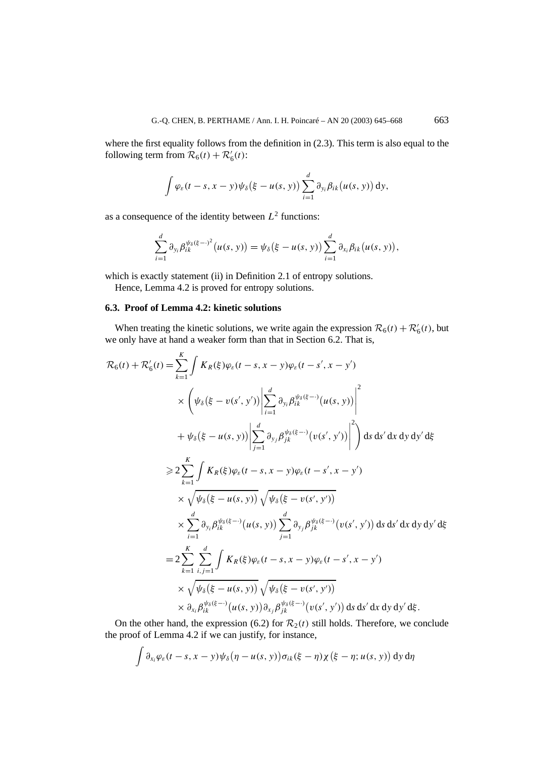where the first equality follows from the definition in (2.3). This term is also equal to the following term from $\mathcal{R}_6(t) + \mathcal{R}_6'(t)$:

$$\int \varphi_\varepsilon(t-s, x-y)\psi_\delta\big(\xi - u(s,y)\big) \sum_{i=1}^d \partial_{y_i}\beta_{ik}\big(u(s,y)\big)\,\mathrm{d}y,$$

as a consequence of the identity between $L^2$ functions:

$$\sum_{i=1}^d \partial_{y_i}\beta_{ik}^{\psi_\delta(\xi-\cdot)^2}\big(u(s,y)\big) = \psi_\delta\big(\xi - u(s,y)\big)\sum_{i=1}^d \partial_{x_i}\beta_{ik}\big(u(s,y)\big),$$

which is exactly statement (ii) in Definition 2.1 of entropy solutions.

Hence, Lemma 4.2 is proved for entropy solutions.

### 6.3. Proof of Lemma 4.2: kinetic solutions

When treating the kinetic solutions, we write again the expression $\mathcal{R}_6(t) + \mathcal{R}_6'(t)$, but we only have at hand a weaker form than that in Section 6.2. That is,

$$\begin{aligned}
\mathcal{R}_6(t) + \mathcal{R}_6'(t) &= \sum_{k=1}^K \int K_R(\xi)\varphi_\varepsilon(t-s, x-y)\varphi_\varepsilon(t-s', x-y') \\
&\quad \times \left(\psi_\delta\big(\xi - v(s',y')\big)\left|\sum_{i=1}^d \partial_{y_i}\beta_{ik}^{\psi_\delta(\xi-\cdot)}\big(u(s,y)\big)\right|^2\right. \\
&\quad \left. + \psi_\delta\big(\xi - u(s,y)\big)\left|\sum_{j=1}^d \partial_{y_j}\beta_{jk}^{\psi_\delta(\xi-\cdot)}\big(v(s',y')\big)\right|^2\right)\mathrm{d}s\,\mathrm{d}s'\,\mathrm{d}x\,\mathrm{d}y\,\mathrm{d}y'\,\mathrm{d}\xi \\
&\geqslant 2\sum_{k=1}^K \int K_R(\xi)\varphi_\varepsilon(t-s, x-y)\varphi_\varepsilon(t-s', x-y') \\
&\quad \times \sqrt{\psi_\delta\big(\xi - u(s,y)\big)}\,\sqrt{\psi_\delta\big(\xi - v(s',y')\big)} \\
&\quad \times \sum_{i=1}^d \partial_{y_i}\beta_{ik}^{\psi_\delta(\xi-\cdot)}\big(u(s,y)\big)\sum_{j=1}^d \partial_{y_j}\beta_{jk}^{\psi_\delta(\xi-\cdot)}\big(v(s',y')\big)\,\mathrm{d}s\,\mathrm{d}s'\,\mathrm{d}x\,\mathrm{d}y\,\mathrm{d}y'\,\mathrm{d}\xi \\
&= 2\sum_{k=1}^K \sum_{i,j=1}^d \int K_R(\xi)\varphi_\varepsilon(t-s, x-y)\varphi_\varepsilon(t-s', x-y') \\
&\quad \times \sqrt{\psi_\delta\big(\xi - u(s,y)\big)}\,\sqrt{\psi_\delta\big(\xi - v(s',y')\big)} \\
&\quad \times \partial_{x_i}\beta_{ik}^{\psi_\delta(\xi-\cdot)}\big(u(s,y)\big)\partial_{x_j}\beta_{jk}^{\psi_\delta(\xi-\cdot)}\big(v(s',y')\big)\,\mathrm{d}s\,\mathrm{d}s'\,\mathrm{d}x\,\mathrm{d}y\,\mathrm{d}y'\,\mathrm{d}\xi.
\end{aligned}$$

On the other hand, the expression (6.2) for $\mathcal{R}_2(t)$ still holds. Therefore, we conclude the proof of Lemma 4.2 if we can justify, for instance,

$$\int \partial_{x_i}\varphi_\varepsilon(t-s, x-y)\psi_\delta\big(\eta - u(s,y)\big)\sigma_{ik}(\xi-\eta)\chi\big(\xi-\eta; u(s,y)\big)\,\mathrm{d}y\,\mathrm{d}\eta$$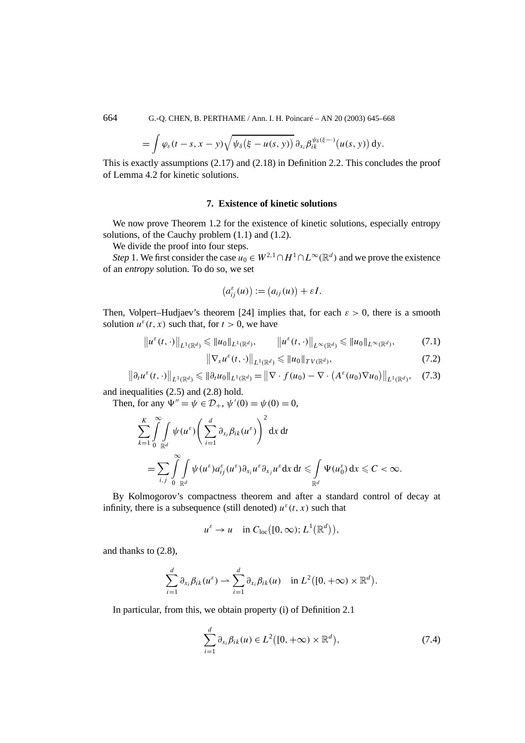$$= \int \varphi_\varepsilon(t-s, x-y) \sqrt{\psi_\delta\big(\xi - u(s,y)\big)}\, \partial_{x_i} \beta_{ik}^{\psi_\delta(\xi - \cdot)}\big(u(s,y)\big)\, \mathrm{d}y.$$

This is exactly assumptions (2.17) and (2.18) in Definition 2.2. This concludes the proof of Lemma 4.2 for kinetic solutions.

## 7. Existence of kinetic solutions

We now prove Theorem 1.2 for the existence of kinetic solutions, especially entropy solutions, of the Cauchy problem (1.1) and (1.2).

We divide the proof into four steps.

*Step* 1. We first consider the case $u_0 \in W^{2,1} \cap H^1 \cap L^\infty(\mathbb{R}^d)$ and we prove the existence of an *entropy* solution. To do so, we set

$$\big(a_{ij}^\varepsilon(u)\big) := \big(a_{ij}(u)\big) + \varepsilon I.$$

Then, Volpert–Hudjaev's theorem [24] implies that, for each $\varepsilon > 0$, there is a smooth solution $u^\varepsilon(t,x)$ such that, for $t > 0$, we have

$$\big\|u^\varepsilon(t,\cdot)\big\|_{L^1(\mathbb{R}^d)} \leqslant \|u_0\|_{L^1(\mathbb{R}^d)}, \qquad \big\|u^\varepsilon(t,\cdot)\big\|_{L^\infty(\mathbb{R}^d)} \leqslant \|u_0\|_{L^\infty(\mathbb{R}^d)}, \tag{7.1}$$

$$\big\|\nabla_x u^\varepsilon(t,\cdot)\big\|_{L^1(\mathbb{R}^d)} \leqslant \|u_0\|_{TV(\mathbb{R}^d)}, \tag{7.2}$$

$$\big\|\partial_t u^\varepsilon(t,\cdot)\big\|_{L^1(\mathbb{R}^d)} \leqslant \|\partial_t u_0\|_{L^1(\mathbb{R}^d)} = \big\|\nabla \cdot f(u_0) - \nabla \cdot \big(A^\varepsilon(u_0)\nabla u_0\big)\big\|_{L^1(\mathbb{R}^d)}, \tag{7.3}$$

and inequalities (2.5) and (2.8) hold.

Then, for any $\Psi'' = \psi \in \mathcal{D}_+$, $\psi'(0) = \psi(0) = 0$,

$$\sum_{k=1}^{K} \int_0^\infty \int_{\mathbb{R}^d} \psi(u^\varepsilon) \left( \sum_{i=1}^{d} \partial_{x_i} \beta_{ik}(u^\varepsilon) \right)^2 \mathrm{d}x\, \mathrm{d}t$$

$$= \sum_{i,j} \int_0^\infty \int_{\mathbb{R}^d} \psi(u^\varepsilon) a_{ij}^\varepsilon(u^\varepsilon) \partial_{x_i} u^\varepsilon \partial_{x_j} u^\varepsilon \mathrm{d}x\, \mathrm{d}t \leqslant \int_{\mathbb{R}^d} \Psi(u_0^\varepsilon)\, \mathrm{d}x \leqslant C < \infty.$$

By Kolmogorov's compactness theorem and after a standard control of decay at infinity, there is a subsequence (still denoted) $u^\varepsilon(t,x)$ such that

$$u^\varepsilon \to u \quad \text{in } C_{\text{loc}}\big([0,\infty); L^1(\mathbb{R}^d)\big),$$

and thanks to (2.8),

$$\sum_{i=1}^{d} \partial_{x_i} \beta_{ik}(u^\varepsilon) \rightharpoonup \sum_{i=1}^{d} \partial_{x_i} \beta_{ik}(u) \quad \text{in } L^2\big([0,+\infty) \times \mathbb{R}^d\big).$$

In particular, from this, we obtain property (i) of Definition 2.1

$$\sum_{i=1}^{d} \partial_{x_i} \beta_{ik}(u) \in L^2\big([0,+\infty) \times \mathbb{R}^d\big), \tag{7.4}$$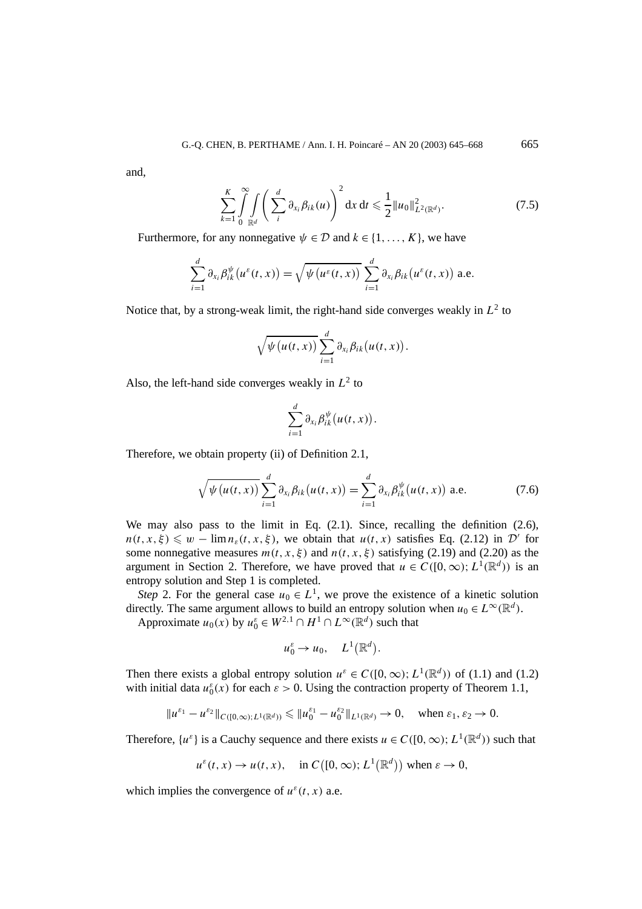and,

$$\sum_{k=1}^{K} \int_0^{\infty} \int_{\mathbb{R}^d} \left( \sum_i^d \partial_{x_i} \beta_{ik}(u) \right)^2 \mathrm{d}x \, \mathrm{d}t \leqslant \frac{1}{2} \|u_0\|^2_{L^2(\mathbb{R}^d)}. \tag{7.5}$$

Furthermore, for any nonnegative $\psi \in \mathcal{D}$ and $k \in \{1, \ldots, K\}$, we have

$$\sum_{i=1}^{d} \partial_{x_i} \beta_{ik}^{\psi}\big(u^{\varepsilon}(t,x)\big) = \sqrt{\psi\big(u^{\varepsilon}(t,x)\big)} \sum_{i=1}^{d} \partial_{x_i} \beta_{ik}\big(u^{\varepsilon}(t,x)\big) \text{ a.e.}$$

Notice that, by a strong-weak limit, the right-hand side converges weakly in $L^2$ to

$$\sqrt{\psi\big(u(t,x)\big)} \sum_{i=1}^{d} \partial_{x_i} \beta_{ik}\big(u(t,x)\big).$$

Also, the left-hand side converges weakly in $L^2$ to

$$\sum_{i=1}^{d} \partial_{x_i} \beta_{ik}^{\psi}\big(u(t,x)\big).$$

Therefore, we obtain property (ii) of Definition 2.1,

$$\sqrt{\psi\big(u(t,x)\big)} \sum_{i=1}^{d} \partial_{x_i} \beta_{ik}\big(u(t,x)\big) = \sum_{i=1}^{d} \partial_{x_i} \beta_{ik}^{\psi}\big(u(t,x)\big) \text{ a.e.} \tag{7.6}$$

We may also pass to the limit in Eq. (2.1). Since, recalling the definition (2.6), $n(t,x,\xi) \leqslant w - \lim n_{\varepsilon}(t,x,\xi)$, we obtain that $u(t,x)$ satisfies Eq. (2.12) in $\mathcal{D}'$ for some nonnegative measures $m(t,x,\xi)$ and $n(t,x,\xi)$ satisfying (2.19) and (2.20) as the argument in Section 2. Therefore, we have proved that $u \in C([0,\infty); L^1(\mathbb{R}^d))$ is an entropy solution and Step 1 is completed.

*Step* 2. For the general case $u_0 \in L^1$, we prove the existence of a kinetic solution directly. The same argument allows to build an entropy solution when $u_0 \in L^{\infty}(\mathbb{R}^d)$.

Approximate $u_0(x)$ by $u_0^{\varepsilon} \in W^{2,1} \cap H^1 \cap L^{\infty}(\mathbb{R}^d)$ such that

$$u_0^{\varepsilon} \to u_0, \quad L^1\big(\mathbb{R}^d\big).$$

Then there exists a global entropy solution $u^{\varepsilon} \in C([0,\infty); L^1(\mathbb{R}^d))$ of (1.1) and (1.2) with initial data $u_0^{\varepsilon}(x)$ for each $\varepsilon > 0$. Using the contraction property of Theorem 1.1,

$$\|u^{\varepsilon_1} - u^{\varepsilon_2}\|_{C([0,\infty); L^1(\mathbb{R}^d))} \leqslant \|u_0^{\varepsilon_1} - u_0^{\varepsilon_2}\|_{L^1(\mathbb{R}^d)} \to 0, \quad \text{when } \varepsilon_1, \varepsilon_2 \to 0.$$

Therefore, $\{u^{\varepsilon}\}$ is a Cauchy sequence and there exists $u \in C([0,\infty); L^1(\mathbb{R}^d))$ such that

$$u^{\varepsilon}(t,x) \to u(t,x), \quad \text{in } C\big([0,\infty); L^1\big(\mathbb{R}^d\big)\big) \text{ when } \varepsilon \to 0,$$

which implies the convergence of $u^{\varepsilon}(t,x)$ a.e.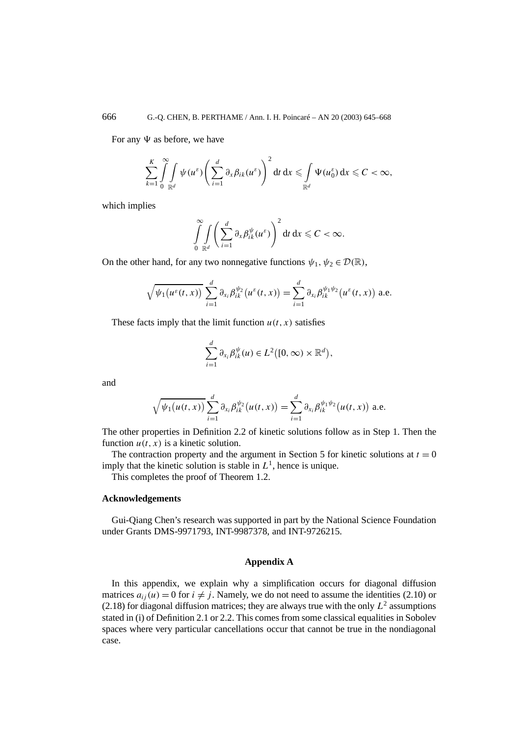For any $\Psi$ as before, we have

$$\sum_{k=1}^{K} \int_0^\infty \int_{\mathbb{R}^d} \psi(u^\varepsilon) \left( \sum_{i=1}^{d} \partial_x \beta_{ik}(u^\varepsilon) \right)^2 \mathrm{d}t \, \mathrm{d}x \leqslant \int_{\mathbb{R}^d} \Psi(u_0^\varepsilon) \, \mathrm{d}x \leqslant C < \infty,$$

which implies

$$\int_0^\infty \int_{\mathbb{R}^d} \left( \sum_{i=1}^{d} \partial_x \beta_{ik}^{\psi}(u^\varepsilon) \right)^2 \mathrm{d}t \, \mathrm{d}x \leqslant C < \infty.$$

On the other hand, for any two nonnegative functions $\psi_1, \psi_2 \in \mathcal{D}(\mathbb{R})$,

$$\sqrt{\psi_1\big(u^\varepsilon(t,x)\big)} \sum_{i=1}^{d} \partial_{x_i} \beta_{ik}^{\psi_2}\big(u^\varepsilon(t,x)\big) = \sum_{i=1}^{d} \partial_{x_i} \beta_{ik}^{\psi_1 \psi_2}\big(u^\varepsilon(t,x)\big) \text{ a.e.}$$

These facts imply that the limit function $u(t,x)$ satisfies

$$\sum_{i=1}^{d} \partial_{x_i} \beta_{ik}^{\psi}(u) \in L^2\big([0,\infty) \times \mathbb{R}^d\big),$$

and

$$\sqrt{\psi_1\big(u(t,x)\big)} \sum_{i=1}^{d} \partial_{x_i} \beta_{ik}^{\psi_2}\big(u(t,x)\big) = \sum_{i=1}^{d} \partial_{x_i} \beta_{ik}^{\psi_1 \psi_2}\big(u(t,x)\big) \text{ a.e.}$$

The other properties in Definition 2.2 of kinetic solutions follow as in Step 1. Then the function $u(t,x)$ is a kinetic solution.

The contraction property and the argument in Section 5 for kinetic solutions at $t = 0$ imply that the kinetic solution is stable in $L^1$, hence is unique.

This completes the proof of Theorem 1.2.

### Acknowledgements

Gui-Qiang Chen's research was supported in part by the National Science Foundation under Grants DMS-9971793, INT-9987378, and INT-9726215.

## Appendix A

In this appendix, we explain why a simplification occurs for diagonal diffusion matrices $a_{ij}(u) = 0$ for $i \neq j$. Namely, we do not need to assume the identities (2.10) or (2.18) for diagonal diffusion matrices; they are always true with the only $L^2$ assumptions stated in (i) of Definition 2.1 or 2.2. This comes from some classical equalities in Sobolev spaces where very particular cancellations occur that cannot be true in the nondiagonal case.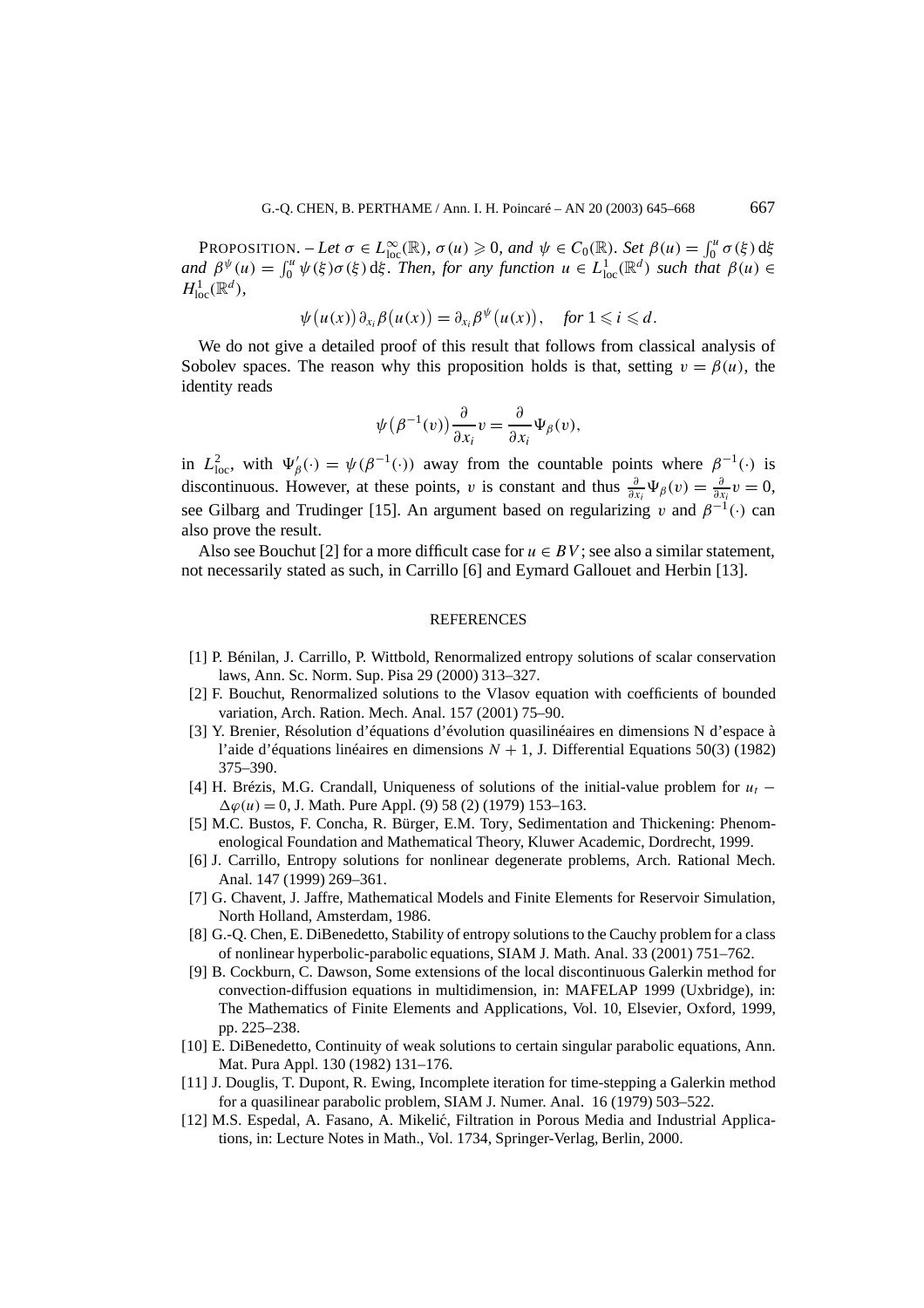PROPOSITION. – *Let $\sigma \in L^\infty_{\text{loc}}(\mathbb{R})$, $\sigma(u) \geqslant 0$, and $\psi \in C_0(\mathbb{R})$. Set $\beta(u) = \int_0^u \sigma(\xi)\,\mathrm{d}\xi$ and $\beta^\psi(u) = \int_0^u \psi(\xi)\sigma(\xi)\,\mathrm{d}\xi$. Then, for any function $u \in L^1_{\text{loc}}(\mathbb{R}^d)$ such that $\beta(u) \in H^1_{\text{loc}}(\mathbb{R}^d)$,*

$$\psi\big(u(x)\big)\,\partial_{x_i}\beta\big(u(x)\big) = \partial_{x_i}\beta^\psi\big(u(x)\big), \quad \textit{for } 1 \leqslant i \leqslant d.$$

We do not give a detailed proof of this result that follows from classical analysis of Sobolev spaces. The reason why this proposition holds is that, setting $v = \beta(u)$, the identity reads

$$\psi\big(\beta^{-1}(v)\big)\frac{\partial}{\partial x_i}v = \frac{\partial}{\partial x_i}\Psi_\beta(v),$$

in $L^2_{\text{loc}}$, with $\Psi'_\beta(\cdot) = \psi(\beta^{-1}(\cdot))$ away from the countable points where $\beta^{-1}(\cdot)$ is discontinuous. However, at these points, $v$ is constant and thus $\frac{\partial}{\partial x_i}\Psi_\beta(v) = \frac{\partial}{\partial x_i}v = 0$, see Gilbarg and Trudinger [15]. An argument based on regularizing $v$ and $\beta^{-1}(\cdot)$ can also prove the result.

Also see Bouchut [2] for a more difficult case for $u \in BV$; see also a similar statement, not necessarily stated as such, in Carrillo [6] and Eymard Gallouet and Herbin [13].

## REFERENCES

[1] P. Bénilan, J. Carrillo, P. Wittbold, Renormalized entropy solutions of scalar conservation laws, Ann. Sc. Norm. Sup. Pisa 29 (2000) 313–327.

[2] F. Bouchut, Renormalized solutions to the Vlasov equation with coefficients of bounded variation, Arch. Ration. Mech. Anal. 157 (2001) 75–90.

[3] Y. Brenier, Résolution d'équations d'évolution quasilinéaires en dimensions N d'espace à l'aide d'équations linéaires en dimensions $N + 1$, J. Differential Equations 50(3) (1982) 375–390.

[4] H. Brézis, M.G. Crandall, Uniqueness of solutions of the initial-value problem for $u_t - \Delta\varphi(u) = 0$, J. Math. Pure Appl. (9) 58 (2) (1979) 153–163.

[5] M.C. Bustos, F. Concha, R. Bürger, E.M. Tory, Sedimentation and Thickening: Phenomenological Foundation and Mathematical Theory, Kluwer Academic, Dordrecht, 1999.

[6] J. Carrillo, Entropy solutions for nonlinear degenerate problems, Arch. Rational Mech. Anal. 147 (1999) 269–361.

[7] G. Chavent, J. Jaffre, Mathematical Models and Finite Elements for Reservoir Simulation, North Holland, Amsterdam, 1986.

[8] G.-Q. Chen, E. DiBenedetto, Stability of entropy solutions to the Cauchy problem for a class of nonlinear hyperbolic-parabolic equations, SIAM J. Math. Anal. 33 (2001) 751–762.

[9] B. Cockburn, C. Dawson, Some extensions of the local discontinuous Galerkin method for convection-diffusion equations in multidimension, in: MAFELAP 1999 (Uxbridge), in: The Mathematics of Finite Elements and Applications, Vol. 10, Elsevier, Oxford, 1999, pp. 225–238.

[10] E. DiBenedetto, Continuity of weak solutions to certain singular parabolic equations, Ann. Mat. Pura Appl. 130 (1982) 131–176.

[11] J. Douglis, T. Dupont, R. Ewing, Incomplete iteration for time-stepping a Galerkin method for a quasilinear parabolic problem, SIAM J. Numer. Anal. 16 (1979) 503–522.

[12] M.S. Espedal, A. Fasano, A. Mikelić, Filtration in Porous Media and Industrial Applications, in: Lecture Notes in Math., Vol. 1734, Springer-Verlag, Berlin, 2000.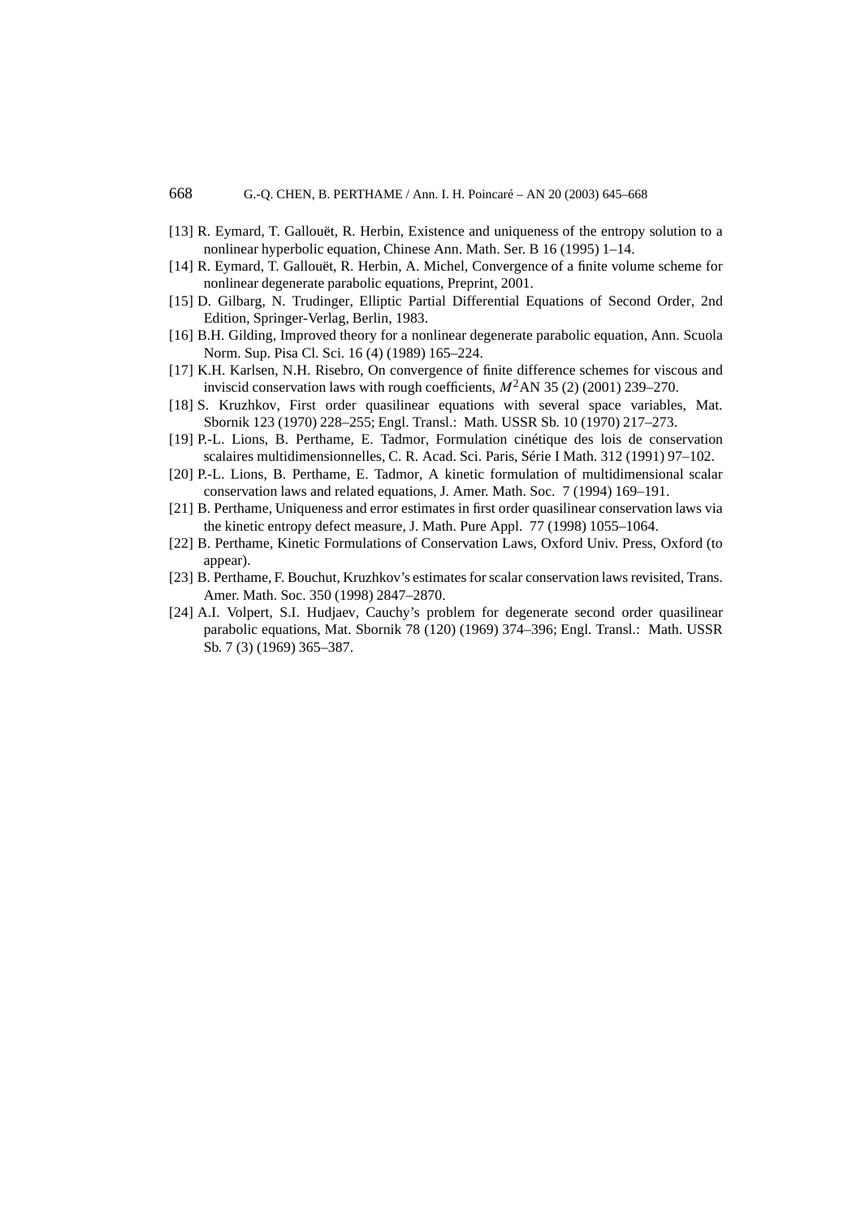[13] R. Eymard, T. Gallouët, R. Herbin, Existence and uniqueness of the entropy solution to a nonlinear hyperbolic equation, Chinese Ann. Math. Ser. B 16 (1995) 1–14.

[14] R. Eymard, T. Gallouët, R. Herbin, A. Michel, Convergence of a finite volume scheme for nonlinear degenerate parabolic equations, Preprint, 2001.

[15] D. Gilbarg, N. Trudinger, Elliptic Partial Differential Equations of Second Order, 2nd Edition, Springer-Verlag, Berlin, 1983.

[16] B.H. Gilding, Improved theory for a nonlinear degenerate parabolic equation, Ann. Scuola Norm. Sup. Pisa Cl. Sci. 16 (4) (1989) 165–224.

[17] K.H. Karlsen, N.H. Risebro, On convergence of finite difference schemes for viscous and inviscid conservation laws with rough coefficients, $M^2$AN 35 (2) (2001) 239–270.

[18] S. Kruzhkov, First order quasilinear equations with several space variables, Mat. Sbornik 123 (1970) 228–255; Engl. Transl.: Math. USSR Sb. 10 (1970) 217–273.

[19] P.-L. Lions, B. Perthame, E. Tadmor, Formulation cinétique des lois de conservation scalaires multidimensionnelles, C. R. Acad. Sci. Paris, Série I Math. 312 (1991) 97–102.

[20] P.-L. Lions, B. Perthame, E. Tadmor, A kinetic formulation of multidimensional scalar conservation laws and related equations, J. Amer. Math. Soc. 7 (1994) 169–191.

[21] B. Perthame, Uniqueness and error estimates in first order quasilinear conservation laws via the kinetic entropy defect measure, J. Math. Pure Appl. 77 (1998) 1055–1064.

[22] B. Perthame, Kinetic Formulations of Conservation Laws, Oxford Univ. Press, Oxford (to appear).

[23] B. Perthame, F. Bouchut, Kruzhkov's estimates for scalar conservation laws revisited, Trans. Amer. Math. Soc. 350 (1998) 2847–2870.

[24] A.I. Volpert, S.I. Hudjaev, Cauchy's problem for degenerate second order quasilinear parabolic equations, Mat. Sbornik 78 (120) (1969) 374–396; Engl. Transl.: Math. USSR Sb. 7 (3) (1969) 365–387.